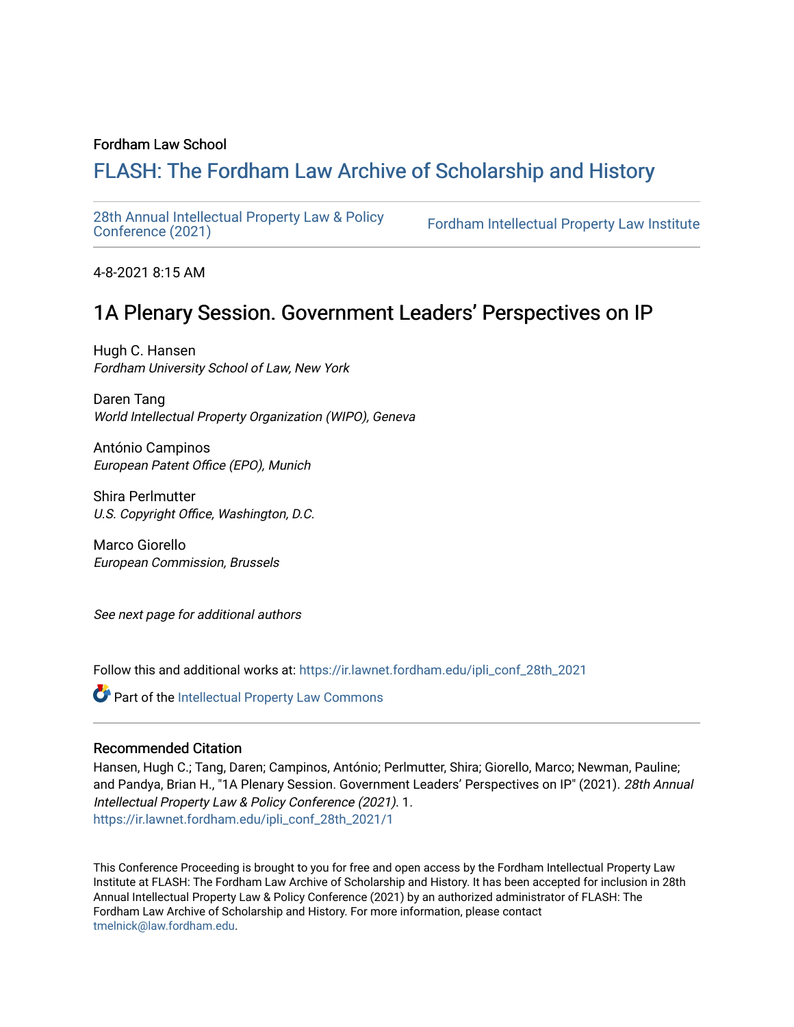Fordham Law School

# FLASH: The Fordham Law Archive of Scholarship and History

28th Annual Intellectual Property Law & Policy Conference (2021) | Fordham Intellectual Property Law Institute

4-8-2021 8:15 AM

## 1A Plenary Session. Government Leaders' Perspectives on IP

Hugh C. Hansen
*Fordham University School of Law, New York*

Daren Tang
*World Intellectual Property Organization (WIPO), Geneva*

António Campinos
*European Patent Office (EPO), Munich*

Shira Perlmutter
*U.S. Copyright Office, Washington, D.C.*

Marco Giorello
*European Commission, Brussels*

*See next page for additional authors*

Follow this and additional works at: https://ir.lawnet.fordham.edu/ipli_conf_28th_2021

Part of the Intellectual Property Law Commons

### Recommended Citation

Hansen, Hugh C.; Tang, Daren; Campinos, António; Perlmutter, Shira; Giorello, Marco; Newman, Pauline; and Pandya, Brian H., "1A Plenary Session. Government Leaders' Perspectives on IP" (2021). *28th Annual Intellectual Property Law & Policy Conference (2021)*. 1.
https://ir.lawnet.fordham.edu/ipli_conf_28th_2021/1

This Conference Proceeding is brought to you for free and open access by the Fordham Intellectual Property Law Institute at FLASH: The Fordham Law Archive of Scholarship and History. It has been accepted for inclusion in 28th Annual Intellectual Property Law & Policy Conference (2021) by an authorized administrator of FLASH: The Fordham Law Archive of Scholarship and History. For more information, please contact tmelnick@law.fordham.edu.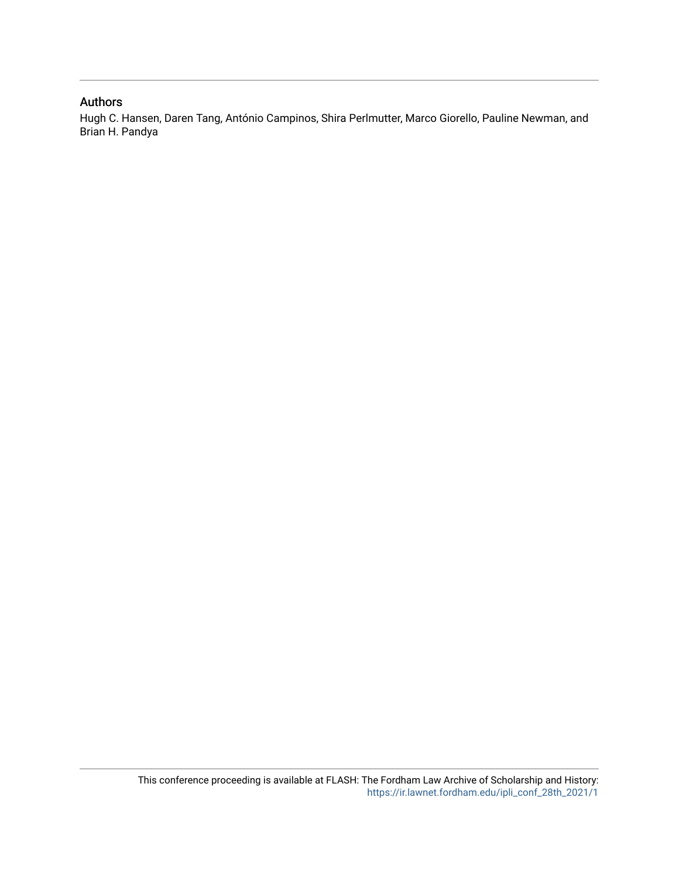## Authors

Hugh C. Hansen, Daren Tang, António Campinos, Shira Perlmutter, Marco Giorello, Pauline Newman, and Brian H. Pandya

This conference proceeding is available at FLASH: The Fordham Law Archive of Scholarship and History: https://ir.lawnet.fordham.edu/ipli_conf_28th_2021/1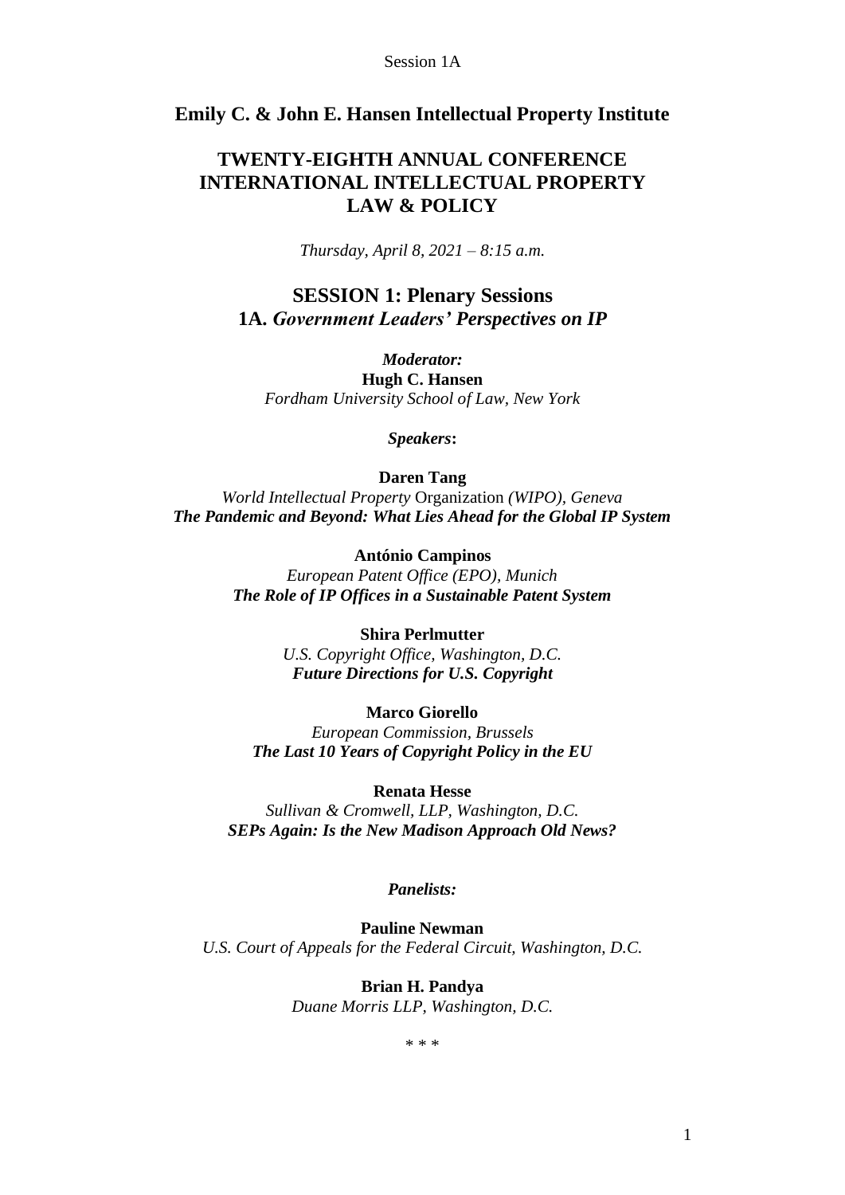## Emily C. & John E. Hansen Intellectual Property Institute

# TWENTY-EIGHTH ANNUAL CONFERENCE INTERNATIONAL INTELLECTUAL PROPERTY LAW & POLICY

*Thursday, April 8, 2021 – 8:15 a.m.*

## SESSION 1: Plenary Sessions
## 1A. *Government Leaders' Perspectives on IP*

***Moderator:***
**Hugh C. Hansen**
*Fordham University School of Law, New York*

***Speakers*:**

**Daren Tang**
*World Intellectual Property* Organization *(WIPO), Geneva*
***The Pandemic and Beyond: What Lies Ahead for the Global IP System***

**António Campinos**
*European Patent Office (EPO), Munich*
***The Role of IP Offices in a Sustainable Patent System***

**Shira Perlmutter**
*U.S. Copyright Office, Washington, D.C.*
***Future Directions for U.S. Copyright***

**Marco Giorello**
*European Commission, Brussels*
***The Last 10 Years of Copyright Policy in the EU***

**Renata Hesse**
*Sullivan & Cromwell, LLP, Washington, D.C.*
***SEPs Again: Is the New Madison Approach Old News?***

***Panelists:***

**Pauline Newman**
*U.S. Court of Appeals for the Federal Circuit, Washington, D.C.*

**Brian H. Pandya**
*Duane Morris LLP, Washington, D.C.*

\* \* \*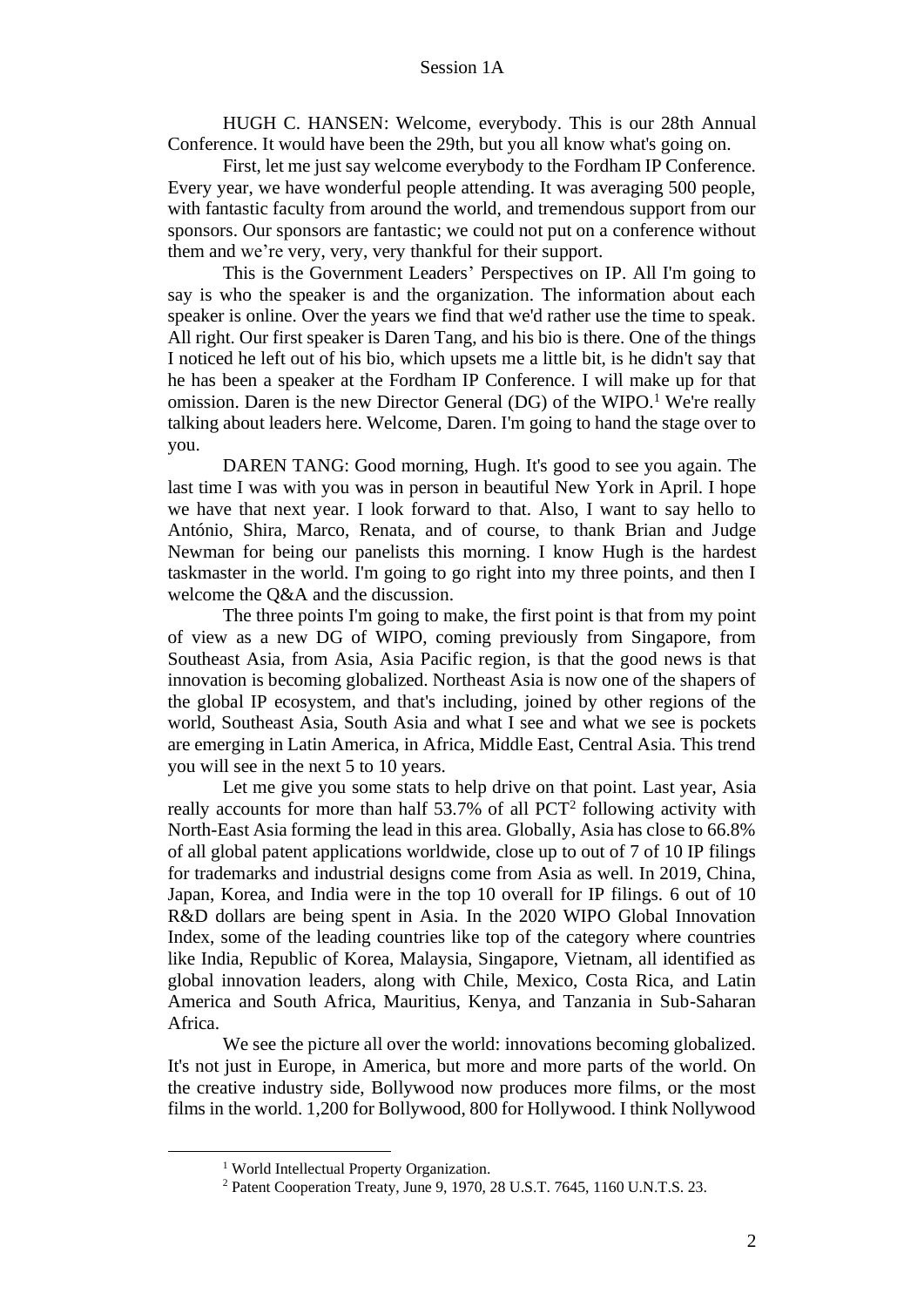HUGH C. HANSEN: Welcome, everybody. This is our 28th Annual Conference. It would have been the 29th, but you all know what's going on.

First, let me just say welcome everybody to the Fordham IP Conference. Every year, we have wonderful people attending. It was averaging 500 people, with fantastic faculty from around the world, and tremendous support from our sponsors. Our sponsors are fantastic; we could not put on a conference without them and we're very, very, very thankful for their support.

This is the Government Leaders' Perspectives on IP. All I'm going to say is who the speaker is and the organization. The information about each speaker is online. Over the years we find that we'd rather use the time to speak. All right. Our first speaker is Daren Tang, and his bio is there. One of the things I noticed he left out of his bio, which upsets me a little bit, is he didn't say that he has been a speaker at the Fordham IP Conference. I will make up for that omission. Daren is the new Director General (DG) of the WIPO.[1] We're really talking about leaders here. Welcome, Daren. I'm going to hand the stage over to you.

DAREN TANG: Good morning, Hugh. It's good to see you again. The last time I was with you was in person in beautiful New York in April. I hope we have that next year. I look forward to that. Also, I want to say hello to António, Shira, Marco, Renata, and of course, to thank Brian and Judge Newman for being our panelists this morning. I know Hugh is the hardest taskmaster in the world. I'm going to go right into my three points, and then I welcome the Q&A and the discussion.

The three points I'm going to make, the first point is that from my point of view as a new DG of WIPO, coming previously from Singapore, from Southeast Asia, from Asia, Asia Pacific region, is that the good news is that innovation is becoming globalized. Northeast Asia is now one of the shapers of the global IP ecosystem, and that's including, joined by other regions of the world, Southeast Asia, South Asia and what I see and what we see is pockets are emerging in Latin America, in Africa, Middle East, Central Asia. This trend you will see in the next 5 to 10 years.

Let me give you some stats to help drive on that point. Last year, Asia really accounts for more than half 53.7% of all PCT[2] following activity with North-East Asia forming the lead in this area. Globally, Asia has close to 66.8% of all global patent applications worldwide, close up to out of 7 of 10 IP filings for trademarks and industrial designs come from Asia as well. In 2019, China, Japan, Korea, and India were in the top 10 overall for IP filings. 6 out of 10 R&D dollars are being spent in Asia. In the 2020 WIPO Global Innovation Index, some of the leading countries like top of the category where countries like India, Republic of Korea, Malaysia, Singapore, Vietnam, all identified as global innovation leaders, along with Chile, Mexico, Costa Rica, and Latin America and South Africa, Mauritius, Kenya, and Tanzania in Sub-Saharan Africa.

We see the picture all over the world: innovations becoming globalized. It's not just in Europe, in America, but more and more parts of the world. On the creative industry side, Bollywood now produces more films, or the most films in the world. 1,200 for Bollywood, 800 for Hollywood. I think Nollywood

[1] World Intellectual Property Organization.

[2] Patent Cooperation Treaty, June 9, 1970, 28 U.S.T. 7645, 1160 U.N.T.S. 23.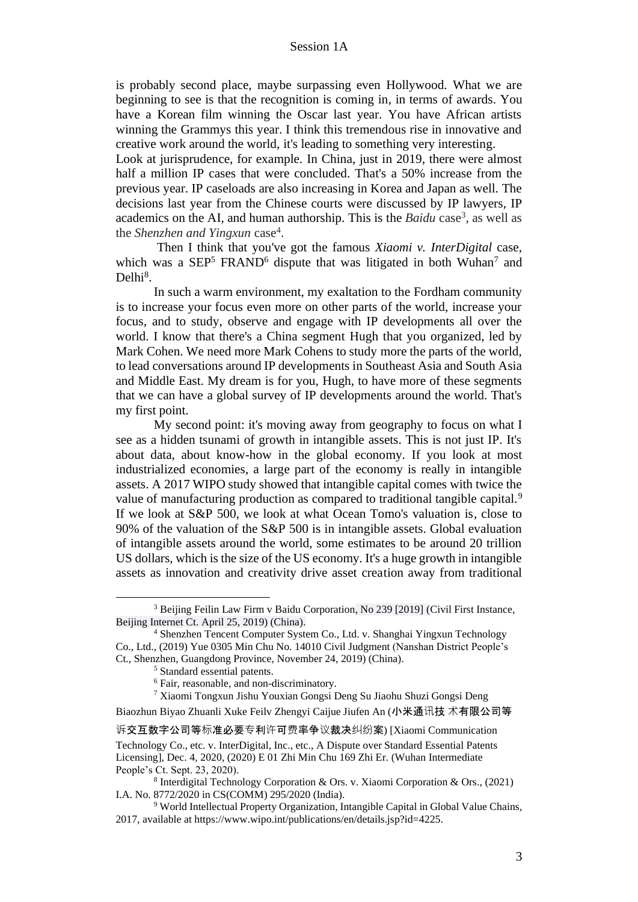is probably second place, maybe surpassing even Hollywood. What we are beginning to see is that the recognition is coming in, in terms of awards. You have a Korean film winning the Oscar last year. You have African artists winning the Grammys this year. I think this tremendous rise in innovative and creative work around the world, it's leading to something very interesting.

Look at jurisprudence, for example. In China, just in 2019, there were almost half a million IP cases that were concluded. That's a 50% increase from the previous year. IP caseloads are also increasing in Korea and Japan as well. The decisions last year from the Chinese courts were discussed by IP lawyers, IP academics on the AI, and human authorship. This is the *Baidu* case[3], as well as the *Shenzhen and Yingxun* case[4].

Then I think that you've got the famous *Xiaomi v. InterDigital* case, which was a SEP[5] FRAND[6] dispute that was litigated in both Wuhan[7] and Delhi[8].

In such a warm environment, my exaltation to the Fordham community is to increase your focus even more on other parts of the world, increase your focus, and to study, observe and engage with IP developments all over the world. I know that there's a China segment Hugh that you organized, led by Mark Cohen. We need more Mark Cohens to study more the parts of the world, to lead conversations around IP developments in Southeast Asia and South Asia and Middle East. My dream is for you, Hugh, to have more of these segments that we can have a global survey of IP developments around the world. That's my first point.

My second point: it's moving away from geography to focus on what I see as a hidden tsunami of growth in intangible assets. This is not just IP. It's about data, about know-how in the global economy. If you look at most industrialized economies, a large part of the economy is really in intangible assets. A 2017 WIPO study showed that intangible capital comes with twice the value of manufacturing production as compared to traditional tangible capital.[9] If we look at S&P 500, we look at what Ocean Tomo's valuation is, close to 90% of the valuation of the S&P 500 is in intangible assets. Global evaluation of intangible assets around the world, some estimates to be around 20 trillion US dollars, which is the size of the US economy. It's a huge growth in intangible assets as innovation and creativity drive asset creation away from traditional

---

[3] Beijing Feilin Law Firm v Baidu Corporation, No 239 [2019] (Civil First Instance, Beijing Internet Ct. April 25, 2019) (China).

[4] Shenzhen Tencent Computer System Co., Ltd. v. Shanghai Yingxun Technology Co., Ltd., (2019) Yue 0305 Min Chu No. 14010 Civil Judgment (Nanshan District People's Ct., Shenzhen, Guangdong Province, November 24, 2019) (China).

[5] Standard essential patents.

[6] Fair, reasonable, and non-discriminatory.

[7] Xiaomi Tongxun Jishu Youxian Gongsi Deng Su Jiaohu Shuzi Gongsi Deng Biaozhun Biyao Zhuanli Xuke Feilv Zhengyi Caijue Jiufen An (小米通讯技 术有限公司等诉交互数字公司等标准必要专利许可费率争议裁决纠纷案) [Xiaomi Communication Technology Co., etc. v. InterDigital, Inc., etc., A Dispute over Standard Essential Patents Licensing], Dec. 4, 2020, (2020) E 01 Zhi Min Chu 169 Zhi Er. (Wuhan Intermediate People's Ct. Sept. 23, 2020).

[8] Interdigital Technology Corporation & Ors. v. Xiaomi Corporation & Ors., (2021) I.A. No. 8772/2020 in CS(COMM) 295/2020 (India).

[9] World Intellectual Property Organization, Intangible Capital in Global Value Chains, 2017, available at https://www.wipo.int/publications/en/details.jsp?id=4225.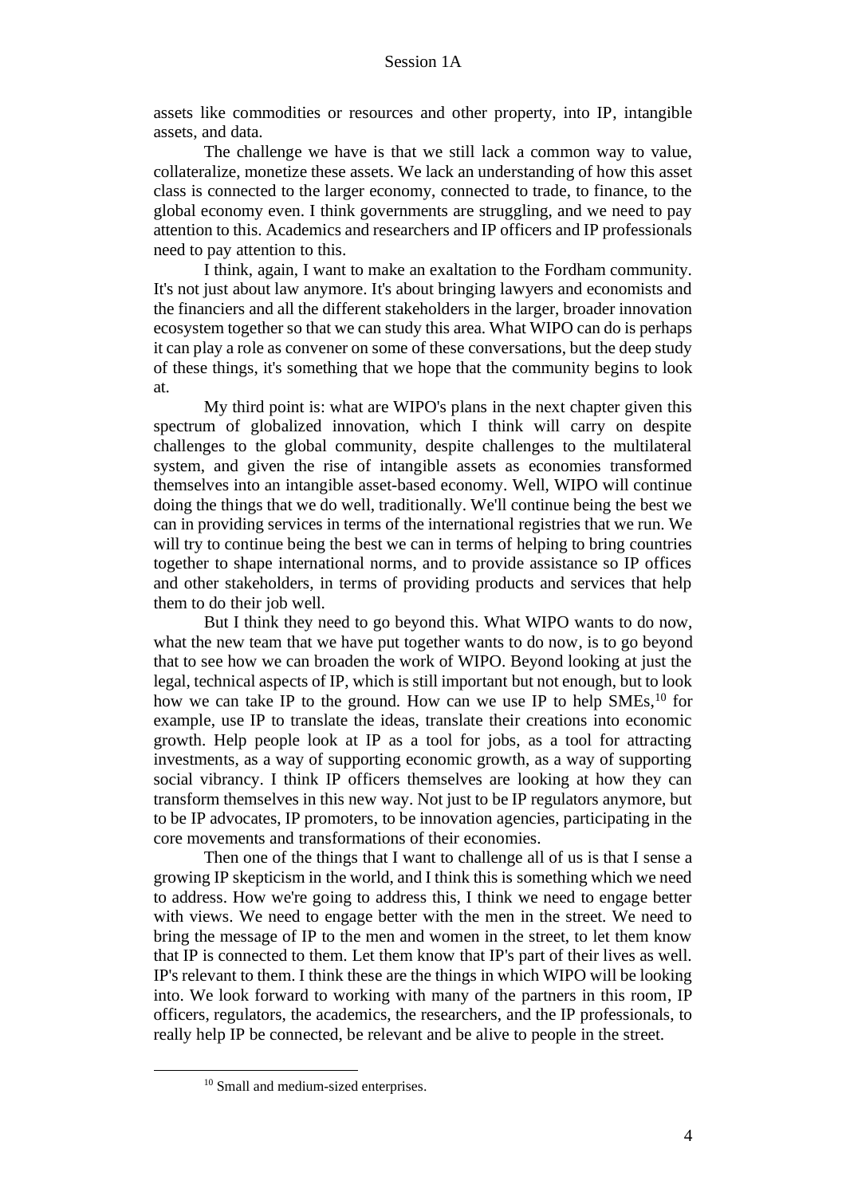assets like commodities or resources and other property, into IP, intangible assets, and data.

The challenge we have is that we still lack a common way to value, collateralize, monetize these assets. We lack an understanding of how this asset class is connected to the larger economy, connected to trade, to finance, to the global economy even. I think governments are struggling, and we need to pay attention to this. Academics and researchers and IP officers and IP professionals need to pay attention to this.

I think, again, I want to make an exaltation to the Fordham community. It's not just about law anymore. It's about bringing lawyers and economists and the financiers and all the different stakeholders in the larger, broader innovation ecosystem together so that we can study this area. What WIPO can do is perhaps it can play a role as convener on some of these conversations, but the deep study of these things, it's something that we hope that the community begins to look at.

My third point is: what are WIPO's plans in the next chapter given this spectrum of globalized innovation, which I think will carry on despite challenges to the global community, despite challenges to the multilateral system, and given the rise of intangible assets as economies transformed themselves into an intangible asset-based economy. Well, WIPO will continue doing the things that we do well, traditionally. We'll continue being the best we can in providing services in terms of the international registries that we run. We will try to continue being the best we can in terms of helping to bring countries together to shape international norms, and to provide assistance so IP offices and other stakeholders, in terms of providing products and services that help them to do their job well.

But I think they need to go beyond this. What WIPO wants to do now, what the new team that we have put together wants to do now, is to go beyond that to see how we can broaden the work of WIPO. Beyond looking at just the legal, technical aspects of IP, which is still important but not enough, but to look how we can take IP to the ground. How can we use IP to help SMEs,[10] for example, use IP to translate the ideas, translate their creations into economic growth. Help people look at IP as a tool for jobs, as a tool for attracting investments, as a way of supporting economic growth, as a way of supporting social vibrancy. I think IP officers themselves are looking at how they can transform themselves in this new way. Not just to be IP regulators anymore, but to be IP advocates, IP promoters, to be innovation agencies, participating in the core movements and transformations of their economies.

Then one of the things that I want to challenge all of us is that I sense a growing IP skepticism in the world, and I think this is something which we need to address. How we're going to address this, I think we need to engage better with views. We need to engage better with the men in the street. We need to bring the message of IP to the men and women in the street, to let them know that IP is connected to them. Let them know that IP's part of their lives as well. IP's relevant to them. I think these are the things in which WIPO will be looking into. We look forward to working with many of the partners in this room, IP officers, regulators, the academics, the researchers, and the IP professionals, to really help IP be connected, be relevant and be alive to people in the street.

---

[10] Small and medium-sized enterprises.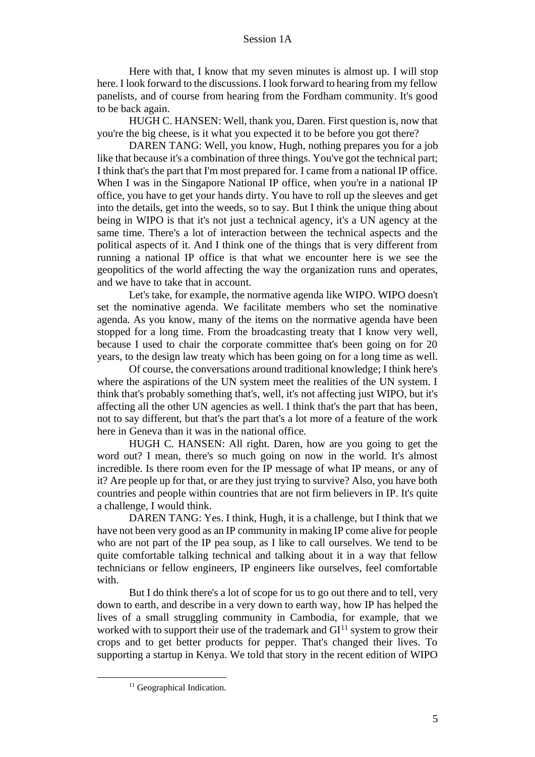Here with that, I know that my seven minutes is almost up. I will stop here. I look forward to the discussions. I look forward to hearing from my fellow panelists, and of course from hearing from the Fordham community. It's good to be back again.

HUGH C. HANSEN: Well, thank you, Daren. First question is, now that you're the big cheese, is it what you expected it to be before you got there?

DAREN TANG: Well, you know, Hugh, nothing prepares you for a job like that because it's a combination of three things. You've got the technical part; I think that's the part that I'm most prepared for. I came from a national IP office. When I was in the Singapore National IP office, when you're in a national IP office, you have to get your hands dirty. You have to roll up the sleeves and get into the details, get into the weeds, so to say. But I think the unique thing about being in WIPO is that it's not just a technical agency, it's a UN agency at the same time. There's a lot of interaction between the technical aspects and the political aspects of it. And I think one of the things that is very different from running a national IP office is that what we encounter here is we see the geopolitics of the world affecting the way the organization runs and operates, and we have to take that in account.

Let's take, for example, the normative agenda like WIPO. WIPO doesn't set the nominative agenda. We facilitate members who set the nominative agenda. As you know, many of the items on the normative agenda have been stopped for a long time. From the broadcasting treaty that I know very well, because I used to chair the corporate committee that's been going on for 20 years, to the design law treaty which has been going on for a long time as well.

Of course, the conversations around traditional knowledge; I think here's where the aspirations of the UN system meet the realities of the UN system. I think that's probably something that's, well, it's not affecting just WIPO, but it's affecting all the other UN agencies as well. I think that's the part that has been, not to say different, but that's the part that's a lot more of a feature of the work here in Geneva than it was in the national office.

HUGH C. HANSEN: All right. Daren, how are you going to get the word out? I mean, there's so much going on now in the world. It's almost incredible. Is there room even for the IP message of what IP means, or any of it? Are people up for that, or are they just trying to survive? Also, you have both countries and people within countries that are not firm believers in IP. It's quite a challenge, I would think.

DAREN TANG: Yes. I think, Hugh, it is a challenge, but I think that we have not been very good as an IP community in making IP come alive for people who are not part of the IP pea soup, as I like to call ourselves. We tend to be quite comfortable talking technical and talking about it in a way that fellow technicians or fellow engineers, IP engineers like ourselves, feel comfortable with.

But I do think there's a lot of scope for us to go out there and to tell, very down to earth, and describe in a very down to earth way, how IP has helped the lives of a small struggling community in Cambodia, for example, that we worked with to support their use of the trademark and GI[11] system to grow their crops and to get better products for pepper. That's changed their lives. To supporting a startup in Kenya. We told that story in the recent edition of WIPO

[11] Geographical Indication.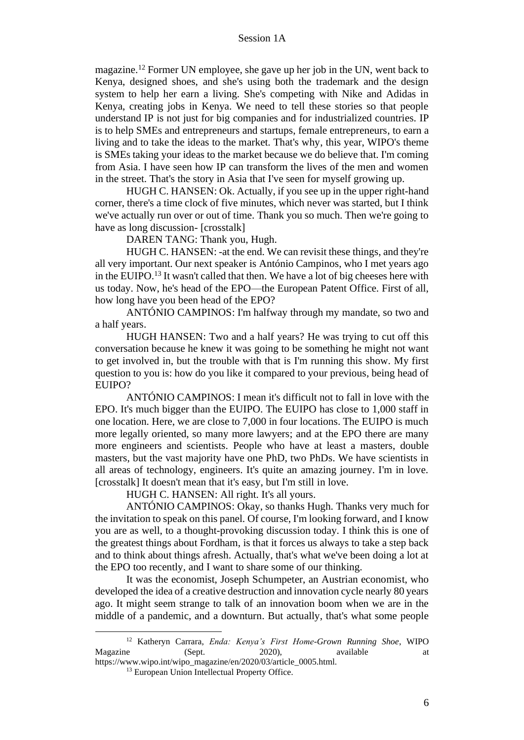magazine.[12] Former UN employee, she gave up her job in the UN, went back to Kenya, designed shoes, and she's using both the trademark and the design system to help her earn a living. She's competing with Nike and Adidas in Kenya, creating jobs in Kenya. We need to tell these stories so that people understand IP is not just for big companies and for industrialized countries. IP is to help SMEs and entrepreneurs and startups, female entrepreneurs, to earn a living and to take the ideas to the market. That's why, this year, WIPO's theme is SMEs taking your ideas to the market because we do believe that. I'm coming from Asia. I have seen how IP can transform the lives of the men and women in the street. That's the story in Asia that I've seen for myself growing up.

HUGH C. HANSEN: Ok. Actually, if you see up in the upper right-hand corner, there's a time clock of five minutes, which never was started, but I think we've actually run over or out of time. Thank you so much. Then we're going to have as long discussion- [crosstalk]

DAREN TANG: Thank you, Hugh.

HUGH C. HANSEN: -at the end. We can revisit these things, and they're all very important. Our next speaker is António Campinos, who I met years ago in the EUIPO.[13] It wasn't called that then. We have a lot of big cheeses here with us today. Now, he's head of the EPO—the European Patent Office. First of all, how long have you been head of the EPO?

ANTÓNIO CAMPINOS: I'm halfway through my mandate, so two and a half years.

HUGH HANSEN: Two and a half years? He was trying to cut off this conversation because he knew it was going to be something he might not want to get involved in, but the trouble with that is I'm running this show. My first question to you is: how do you like it compared to your previous, being head of EUIPO?

ANTÓNIO CAMPINOS: I mean it's difficult not to fall in love with the EPO. It's much bigger than the EUIPO. The EUIPO has close to 1,000 staff in one location. Here, we are close to 7,000 in four locations. The EUIPO is much more legally oriented, so many more lawyers; and at the EPO there are many more engineers and scientists. People who have at least a masters, double masters, but the vast majority have one PhD, two PhDs. We have scientists in all areas of technology, engineers. It's quite an amazing journey. I'm in love. [crosstalk] It doesn't mean that it's easy, but I'm still in love.

HUGH C. HANSEN: All right. It's all yours.

ANTÓNIO CAMPINOS: Okay, so thanks Hugh. Thanks very much for the invitation to speak on this panel. Of course, I'm looking forward, and I know you are as well, to a thought-provoking discussion today. I think this is one of the greatest things about Fordham, is that it forces us always to take a step back and to think about things afresh. Actually, that's what we've been doing a lot at the EPO too recently, and I want to share some of our thinking.

It was the economist, Joseph Schumpeter, an Austrian economist, who developed the idea of a creative destruction and innovation cycle nearly 80 years ago. It might seem strange to talk of an innovation boom when we are in the middle of a pandemic, and a downturn. But actually, that's what some people

---

[12] Katheryn Carrara, *Enda: Kenya's First Home-Grown Running Shoe*, WIPO Magazine (Sept. 2020), available at https://www.wipo.int/wipo_magazine/en/2020/03/article_0005.html.

[13] European Union Intellectual Property Office.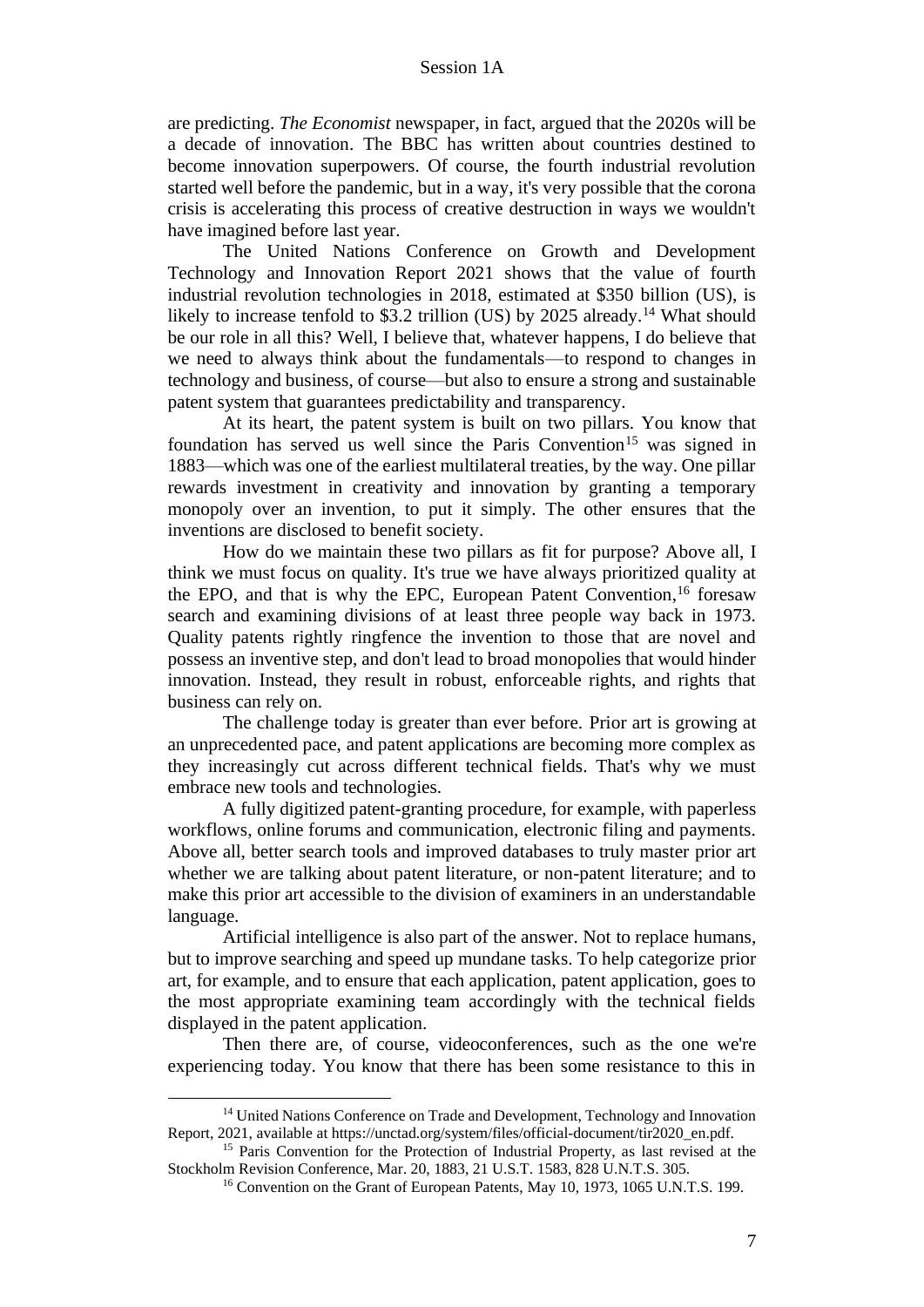are predicting. *The Economist* newspaper, in fact, argued that the 2020s will be a decade of innovation. The BBC has written about countries destined to become innovation superpowers. Of course, the fourth industrial revolution started well before the pandemic, but in a way, it's very possible that the corona crisis is accelerating this process of creative destruction in ways we wouldn't have imagined before last year.

The United Nations Conference on Growth and Development Technology and Innovation Report 2021 shows that the value of fourth industrial revolution technologies in 2018, estimated at $350 billion (US), is likely to increase tenfold to $3.2 trillion (US) by 2025 already.[14] What should be our role in all this? Well, I believe that, whatever happens, I do believe that we need to always think about the fundamentals—to respond to changes in technology and business, of course—but also to ensure a strong and sustainable patent system that guarantees predictability and transparency.

At its heart, the patent system is built on two pillars. You know that foundation has served us well since the Paris Convention[15] was signed in 1883—which was one of the earliest multilateral treaties, by the way. One pillar rewards investment in creativity and innovation by granting a temporary monopoly over an invention, to put it simply. The other ensures that the inventions are disclosed to benefit society.

How do we maintain these two pillars as fit for purpose? Above all, I think we must focus on quality. It's true we have always prioritized quality at the EPO, and that is why the EPC, European Patent Convention,[16] foresaw search and examining divisions of at least three people way back in 1973. Quality patents rightly ringfence the invention to those that are novel and possess an inventive step, and don't lead to broad monopolies that would hinder innovation. Instead, they result in robust, enforceable rights, and rights that business can rely on.

The challenge today is greater than ever before. Prior art is growing at an unprecedented pace, and patent applications are becoming more complex as they increasingly cut across different technical fields. That's why we must embrace new tools and technologies.

A fully digitized patent-granting procedure, for example, with paperless workflows, online forums and communication, electronic filing and payments. Above all, better search tools and improved databases to truly master prior art whether we are talking about patent literature, or non-patent literature; and to make this prior art accessible to the division of examiners in an understandable language.

Artificial intelligence is also part of the answer. Not to replace humans, but to improve searching and speed up mundane tasks. To help categorize prior art, for example, and to ensure that each application, patent application, goes to the most appropriate examining team accordingly with the technical fields displayed in the patent application.

Then there are, of course, videoconferences, such as the one we're experiencing today. You know that there has been some resistance to this in

---

[14] United Nations Conference on Trade and Development, Technology and Innovation Report, 2021, available at https://unctad.org/system/files/official-document/tir2020_en.pdf.

[15] Paris Convention for the Protection of Industrial Property, as last revised at the Stockholm Revision Conference, Mar. 20, 1883, 21 U.S.T. 1583, 828 U.N.T.S. 305.

[16] Convention on the Grant of European Patents, May 10, 1973, 1065 U.N.T.S. 199.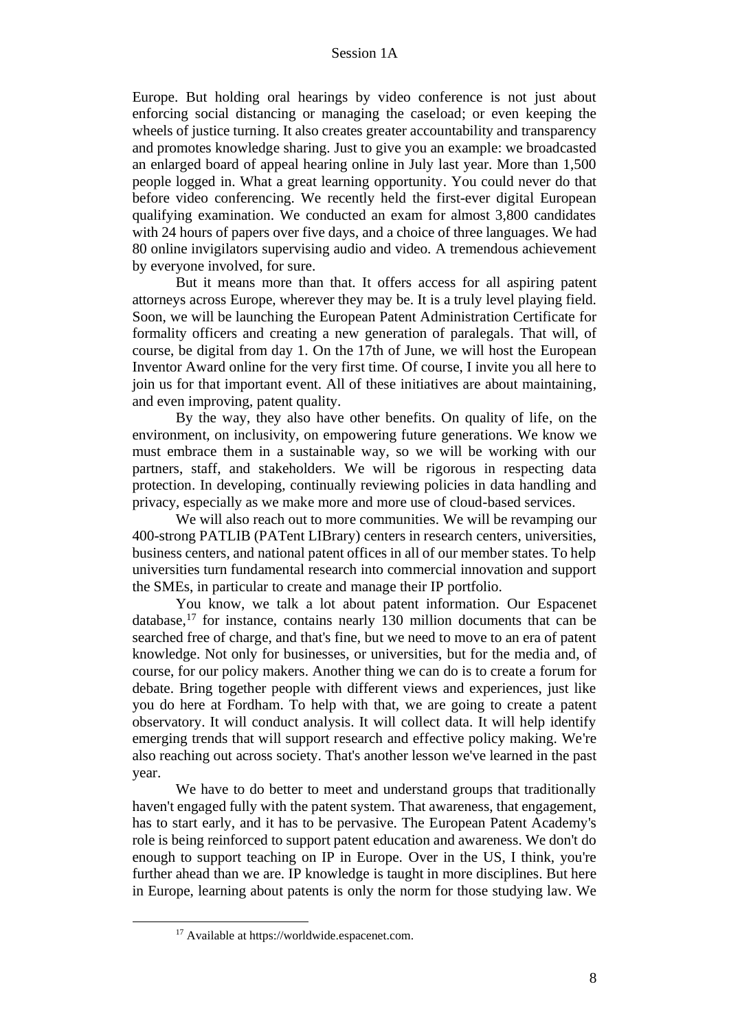Europe. But holding oral hearings by video conference is not just about enforcing social distancing or managing the caseload; or even keeping the wheels of justice turning. It also creates greater accountability and transparency and promotes knowledge sharing. Just to give you an example: we broadcasted an enlarged board of appeal hearing online in July last year. More than 1,500 people logged in. What a great learning opportunity. You could never do that before video conferencing. We recently held the first-ever digital European qualifying examination. We conducted an exam for almost 3,800 candidates with 24 hours of papers over five days, and a choice of three languages. We had 80 online invigilators supervising audio and video. A tremendous achievement by everyone involved, for sure.

But it means more than that. It offers access for all aspiring patent attorneys across Europe, wherever they may be. It is a truly level playing field. Soon, we will be launching the European Patent Administration Certificate for formality officers and creating a new generation of paralegals. That will, of course, be digital from day 1. On the 17th of June, we will host the European Inventor Award online for the very first time. Of course, I invite you all here to join us for that important event. All of these initiatives are about maintaining, and even improving, patent quality.

By the way, they also have other benefits. On quality of life, on the environment, on inclusivity, on empowering future generations. We know we must embrace them in a sustainable way, so we will be working with our partners, staff, and stakeholders. We will be rigorous in respecting data protection. In developing, continually reviewing policies in data handling and privacy, especially as we make more and more use of cloud-based services.

We will also reach out to more communities. We will be revamping our 400-strong PATLIB (PATent LIBrary) centers in research centers, universities, business centers, and national patent offices in all of our member states. To help universities turn fundamental research into commercial innovation and support the SMEs, in particular to create and manage their IP portfolio.

You know, we talk a lot about patent information. Our Espacenet database,[17] for instance, contains nearly 130 million documents that can be searched free of charge, and that's fine, but we need to move to an era of patent knowledge. Not only for businesses, or universities, but for the media and, of course, for our policy makers. Another thing we can do is to create a forum for debate. Bring together people with different views and experiences, just like you do here at Fordham. To help with that, we are going to create a patent observatory. It will conduct analysis. It will collect data. It will help identify emerging trends that will support research and effective policy making. We're also reaching out across society. That's another lesson we've learned in the past year.

We have to do better to meet and understand groups that traditionally haven't engaged fully with the patent system. That awareness, that engagement, has to start early, and it has to be pervasive. The European Patent Academy's role is being reinforced to support patent education and awareness. We don't do enough to support teaching on IP in Europe. Over in the US, I think, you're further ahead than we are. IP knowledge is taught in more disciplines. But here in Europe, learning about patents is only the norm for those studying law. We

[17] Available at https://worldwide.espacenet.com.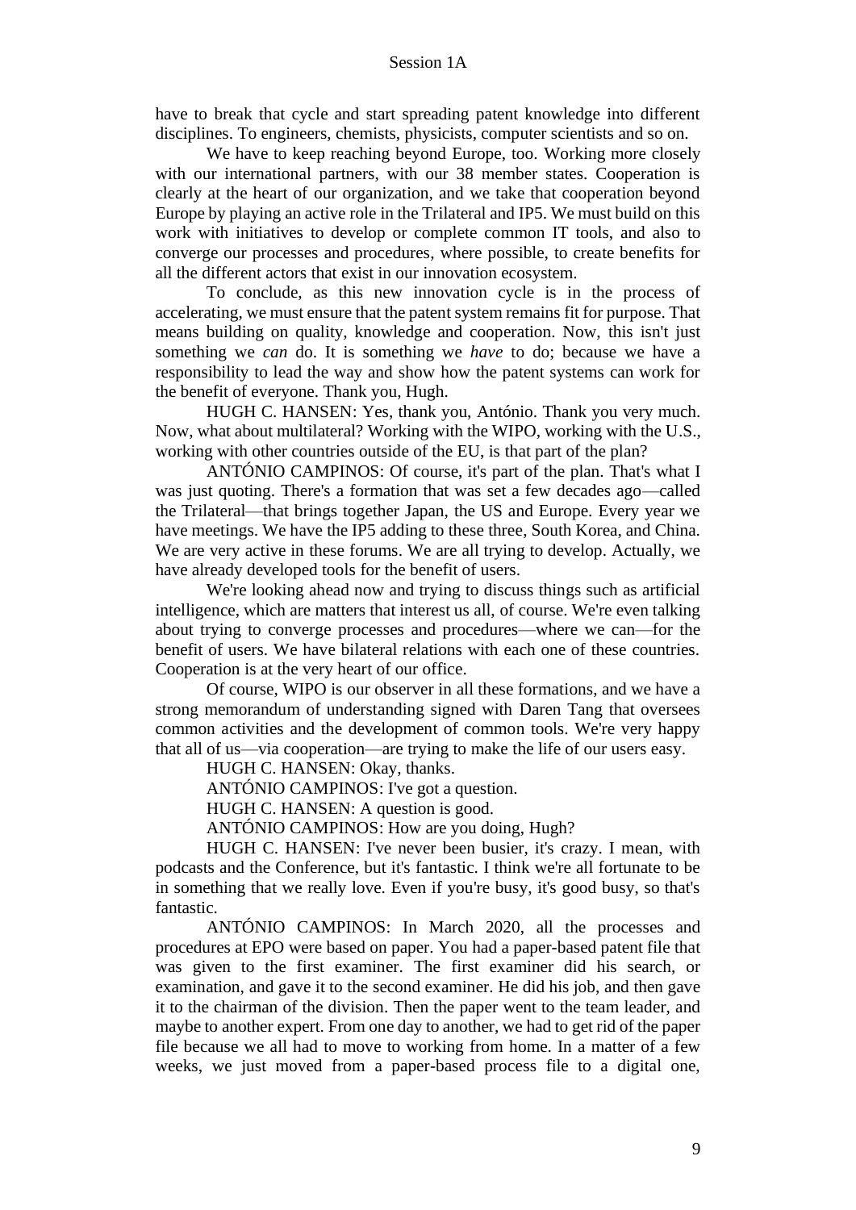have to break that cycle and start spreading patent knowledge into different disciplines. To engineers, chemists, physicists, computer scientists and so on.

We have to keep reaching beyond Europe, too. Working more closely with our international partners, with our 38 member states. Cooperation is clearly at the heart of our organization, and we take that cooperation beyond Europe by playing an active role in the Trilateral and IP5. We must build on this work with initiatives to develop or complete common IT tools, and also to converge our processes and procedures, where possible, to create benefits for all the different actors that exist in our innovation ecosystem.

To conclude, as this new innovation cycle is in the process of accelerating, we must ensure that the patent system remains fit for purpose. That means building on quality, knowledge and cooperation. Now, this isn't just something we *can* do. It is something we *have* to do; because we have a responsibility to lead the way and show how the patent systems can work for the benefit of everyone. Thank you, Hugh.

HUGH C. HANSEN: Yes, thank you, António. Thank you very much. Now, what about multilateral? Working with the WIPO, working with the U.S., working with other countries outside of the EU, is that part of the plan?

ANTÓNIO CAMPINOS: Of course, it's part of the plan. That's what I was just quoting. There's a formation that was set a few decades ago—called the Trilateral—that brings together Japan, the US and Europe. Every year we have meetings. We have the IP5 adding to these three, South Korea, and China. We are very active in these forums. We are all trying to develop. Actually, we have already developed tools for the benefit of users.

We're looking ahead now and trying to discuss things such as artificial intelligence, which are matters that interest us all, of course. We're even talking about trying to converge processes and procedures—where we can—for the benefit of users. We have bilateral relations with each one of these countries. Cooperation is at the very heart of our office.

Of course, WIPO is our observer in all these formations, and we have a strong memorandum of understanding signed with Daren Tang that oversees common activities and the development of common tools. We're very happy that all of us—via cooperation—are trying to make the life of our users easy.

HUGH C. HANSEN: Okay, thanks.

ANTÓNIO CAMPINOS: I've got a question.

HUGH C. HANSEN: A question is good.

ANTÓNIO CAMPINOS: How are you doing, Hugh?

HUGH C. HANSEN: I've never been busier, it's crazy. I mean, with podcasts and the Conference, but it's fantastic. I think we're all fortunate to be in something that we really love. Even if you're busy, it's good busy, so that's fantastic.

ANTÓNIO CAMPINOS: In March 2020, all the processes and procedures at EPO were based on paper. You had a paper-based patent file that was given to the first examiner. The first examiner did his search, or examination, and gave it to the second examiner. He did his job, and then gave it to the chairman of the division. Then the paper went to the team leader, and maybe to another expert. From one day to another, we had to get rid of the paper file because we all had to move to working from home. In a matter of a few weeks, we just moved from a paper-based process file to a digital one,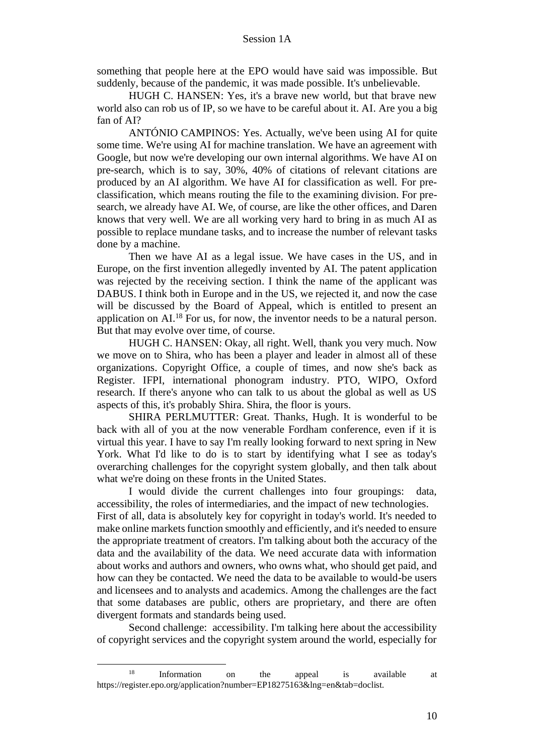something that people here at the EPO would have said was impossible. But suddenly, because of the pandemic, it was made possible. It's unbelievable.

HUGH C. HANSEN: Yes, it's a brave new world, but that brave new world also can rob us of IP, so we have to be careful about it. AI. Are you a big fan of AI?

ANTÓNIO CAMPINOS: Yes. Actually, we've been using AI for quite some time. We're using AI for machine translation. We have an agreement with Google, but now we're developing our own internal algorithms. We have AI on pre-search, which is to say, 30%, 40% of citations of relevant citations are produced by an AI algorithm. We have AI for classification as well. For pre-classification, which means routing the file to the examining division. For pre-search, we already have AI. We, of course, are like the other offices, and Daren knows that very well. We are all working very hard to bring in as much AI as possible to replace mundane tasks, and to increase the number of relevant tasks done by a machine.

Then we have AI as a legal issue. We have cases in the US, and in Europe, on the first invention allegedly invented by AI. The patent application was rejected by the receiving section. I think the name of the applicant was DABUS. I think both in Europe and in the US, we rejected it, and now the case will be discussed by the Board of Appeal, which is entitled to present an application on AI.[18] For us, for now, the inventor needs to be a natural person. But that may evolve over time, of course.

HUGH C. HANSEN: Okay, all right. Well, thank you very much. Now we move on to Shira, who has been a player and leader in almost all of these organizations. Copyright Office, a couple of times, and now she's back as Register. IFPI, international phonogram industry. PTO, WIPO, Oxford research. If there's anyone who can talk to us about the global as well as US aspects of this, it's probably Shira. Shira, the floor is yours.

SHIRA PERLMUTTER: Great. Thanks, Hugh. It is wonderful to be back with all of you at the now venerable Fordham conference, even if it is virtual this year. I have to say I'm really looking forward to next spring in New York. What I'd like to do is to start by identifying what I see as today's overarching challenges for the copyright system globally, and then talk about what we're doing on these fronts in the United States.

I would divide the current challenges into four groupings: data, accessibility, the roles of intermediaries, and the impact of new technologies.

First of all, data is absolutely key for copyright in today's world. It's needed to make online markets function smoothly and efficiently, and it's needed to ensure the appropriate treatment of creators. I'm talking about both the accuracy of the data and the availability of the data. We need accurate data with information about works and authors and owners, who owns what, who should get paid, and how can they be contacted. We need the data to be available to would-be users and licensees and to analysts and academics. Among the challenges are the fact that some databases are public, others are proprietary, and there are often divergent formats and standards being used.

Second challenge: accessibility. I'm talking here about the accessibility of copyright services and the copyright system around the world, especially for

[18] Information on the appeal is available at https://register.epo.org/application?number=EP18275163&lng=en&tab=doclist.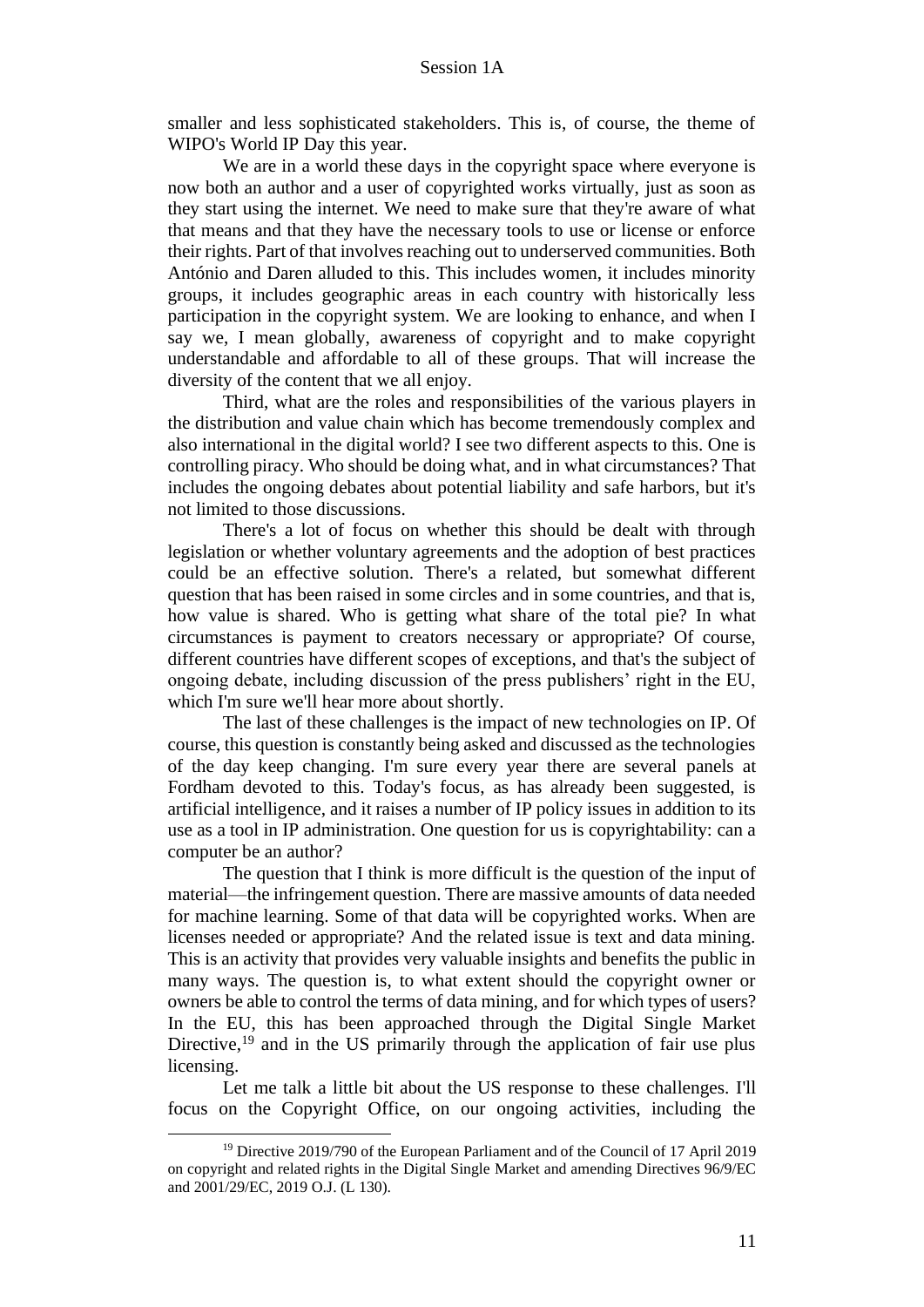smaller and less sophisticated stakeholders. This is, of course, the theme of WIPO's World IP Day this year.

We are in a world these days in the copyright space where everyone is now both an author and a user of copyrighted works virtually, just as soon as they start using the internet. We need to make sure that they're aware of what that means and that they have the necessary tools to use or license or enforce their rights. Part of that involves reaching out to underserved communities. Both António and Daren alluded to this. This includes women, it includes minority groups, it includes geographic areas in each country with historically less participation in the copyright system. We are looking to enhance, and when I say we, I mean globally, awareness of copyright and to make copyright understandable and affordable to all of these groups. That will increase the diversity of the content that we all enjoy.

Third, what are the roles and responsibilities of the various players in the distribution and value chain which has become tremendously complex and also international in the digital world? I see two different aspects to this. One is controlling piracy. Who should be doing what, and in what circumstances? That includes the ongoing debates about potential liability and safe harbors, but it's not limited to those discussions.

There's a lot of focus on whether this should be dealt with through legislation or whether voluntary agreements and the adoption of best practices could be an effective solution. There's a related, but somewhat different question that has been raised in some circles and in some countries, and that is, how value is shared. Who is getting what share of the total pie? In what circumstances is payment to creators necessary or appropriate? Of course, different countries have different scopes of exceptions, and that's the subject of ongoing debate, including discussion of the press publishers' right in the EU, which I'm sure we'll hear more about shortly.

The last of these challenges is the impact of new technologies on IP. Of course, this question is constantly being asked and discussed as the technologies of the day keep changing. I'm sure every year there are several panels at Fordham devoted to this. Today's focus, as has already been suggested, is artificial intelligence, and it raises a number of IP policy issues in addition to its use as a tool in IP administration. One question for us is copyrightability: can a computer be an author?

The question that I think is more difficult is the question of the input of material—the infringement question. There are massive amounts of data needed for machine learning. Some of that data will be copyrighted works. When are licenses needed or appropriate? And the related issue is text and data mining. This is an activity that provides very valuable insights and benefits the public in many ways. The question is, to what extent should the copyright owner or owners be able to control the terms of data mining, and for which types of users? In the EU, this has been approached through the Digital Single Market Directive,[19] and in the US primarily through the application of fair use plus licensing.

Let me talk a little bit about the US response to these challenges. I'll focus on the Copyright Office, on our ongoing activities, including the

---

[19] Directive 2019/790 of the European Parliament and of the Council of 17 April 2019 on copyright and related rights in the Digital Single Market and amending Directives 96/9/EC and 2001/29/EC, 2019 O.J. (L 130).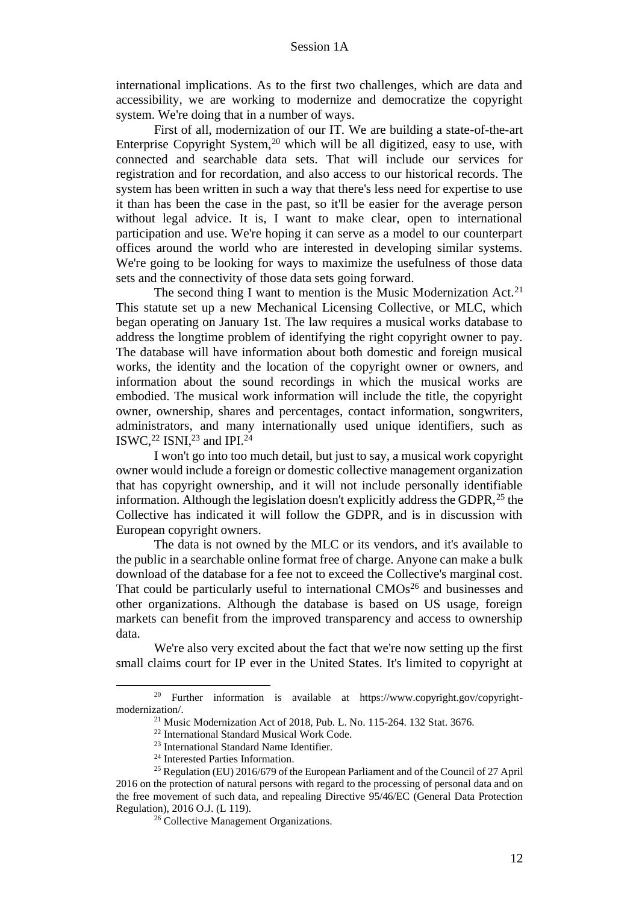international implications. As to the first two challenges, which are data and accessibility, we are working to modernize and democratize the copyright system. We're doing that in a number of ways.

First of all, modernization of our IT. We are building a state-of-the-art Enterprise Copyright System,[20] which will be all digitized, easy to use, with connected and searchable data sets. That will include our services for registration and for recordation, and also access to our historical records. The system has been written in such a way that there's less need for expertise to use it than has been the case in the past, so it'll be easier for the average person without legal advice. It is, I want to make clear, open to international participation and use. We're hoping it can serve as a model to our counterpart offices around the world who are interested in developing similar systems. We're going to be looking for ways to maximize the usefulness of those data sets and the connectivity of those data sets going forward.

The second thing I want to mention is the Music Modernization Act.[21] This statute set up a new Mechanical Licensing Collective, or MLC, which began operating on January 1st. The law requires a musical works database to address the longtime problem of identifying the right copyright owner to pay. The database will have information about both domestic and foreign musical works, the identity and the location of the copyright owner or owners, and information about the sound recordings in which the musical works are embodied. The musical work information will include the title, the copyright owner, ownership, shares and percentages, contact information, songwriters, administrators, and many internationally used unique identifiers, such as ISWC,[22] ISNI,[23] and IPI.[24]

I won't go into too much detail, but just to say, a musical work copyright owner would include a foreign or domestic collective management organization that has copyright ownership, and it will not include personally identifiable information. Although the legislation doesn't explicitly address the GDPR,[25] the Collective has indicated it will follow the GDPR, and is in discussion with European copyright owners.

The data is not owned by the MLC or its vendors, and it's available to the public in a searchable online format free of charge. Anyone can make a bulk download of the database for a fee not to exceed the Collective's marginal cost. That could be particularly useful to international CMOs[26] and businesses and other organizations. Although the database is based on US usage, foreign markets can benefit from the improved transparency and access to ownership data.

We're also very excited about the fact that we're now setting up the first small claims court for IP ever in the United States. It's limited to copyright at

---

[20] Further information is available at https://www.copyright.gov/copyright-modernization/.

[21] Music Modernization Act of 2018, Pub. L. No. 115-264. 132 Stat. 3676.

[22] International Standard Musical Work Code.

[23] International Standard Name Identifier.

[24] Interested Parties Information.

[25] Regulation (EU) 2016/679 of the European Parliament and of the Council of 27 April 2016 on the protection of natural persons with regard to the processing of personal data and on the free movement of such data, and repealing Directive 95/46/EC (General Data Protection Regulation), 2016 O.J. (L 119).

[26] Collective Management Organizations.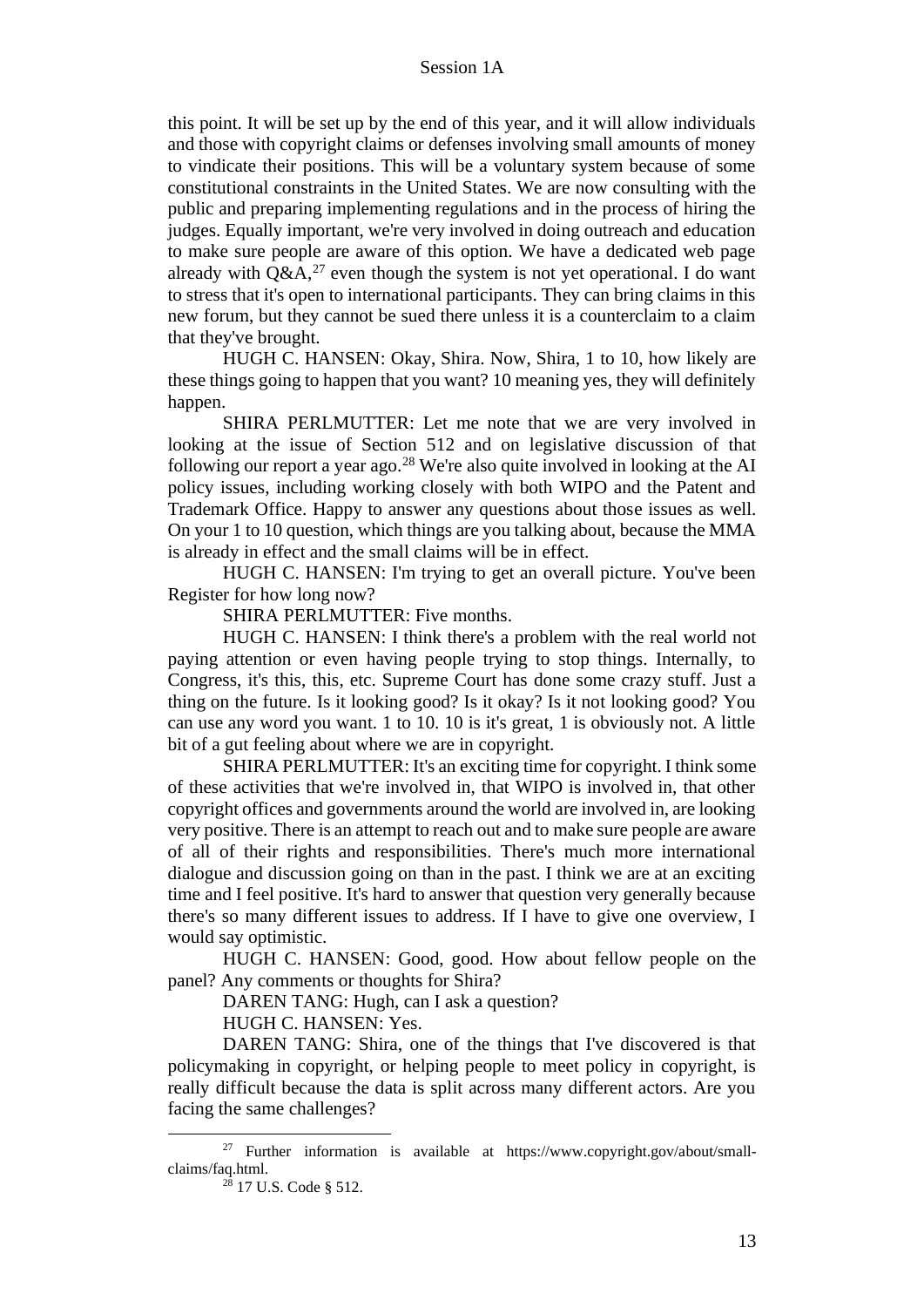this point. It will be set up by the end of this year, and it will allow individuals and those with copyright claims or defenses involving small amounts of money to vindicate their positions. This will be a voluntary system because of some constitutional constraints in the United States. We are now consulting with the public and preparing implementing regulations and in the process of hiring the judges. Equally important, we're very involved in doing outreach and education to make sure people are aware of this option. We have a dedicated web page already with Q&A,[27] even though the system is not yet operational. I do want to stress that it's open to international participants. They can bring claims in this new forum, but they cannot be sued there unless it is a counterclaim to a claim that they've brought.

HUGH C. HANSEN: Okay, Shira. Now, Shira, 1 to 10, how likely are these things going to happen that you want? 10 meaning yes, they will definitely happen.

SHIRA PERLMUTTER: Let me note that we are very involved in looking at the issue of Section 512 and on legislative discussion of that following our report a year ago.[28] We're also quite involved in looking at the AI policy issues, including working closely with both WIPO and the Patent and Trademark Office. Happy to answer any questions about those issues as well. On your 1 to 10 question, which things are you talking about, because the MMA is already in effect and the small claims will be in effect.

HUGH C. HANSEN: I'm trying to get an overall picture. You've been Register for how long now?

SHIRA PERLMUTTER: Five months.

HUGH C. HANSEN: I think there's a problem with the real world not paying attention or even having people trying to stop things. Internally, to Congress, it's this, this, etc. Supreme Court has done some crazy stuff. Just a thing on the future. Is it looking good? Is it okay? Is it not looking good? You can use any word you want. 1 to 10. 10 is it's great, 1 is obviously not. A little bit of a gut feeling about where we are in copyright.

SHIRA PERLMUTTER: It's an exciting time for copyright. I think some of these activities that we're involved in, that WIPO is involved in, that other copyright offices and governments around the world are involved in, are looking very positive. There is an attempt to reach out and to make sure people are aware of all of their rights and responsibilities. There's much more international dialogue and discussion going on than in the past. I think we are at an exciting time and I feel positive. It's hard to answer that question very generally because there's so many different issues to address. If I have to give one overview, I would say optimistic.

HUGH C. HANSEN: Good, good. How about fellow people on the panel? Any comments or thoughts for Shira?

DAREN TANG: Hugh, can I ask a question?

HUGH C. HANSEN: Yes.

DAREN TANG: Shira, one of the things that I've discovered is that policymaking in copyright, or helping people to meet policy in copyright, is really difficult because the data is split across many different actors. Are you facing the same challenges?

---

[27] Further information is available at https://www.copyright.gov/about/small-claims/faq.html.

[28] 17 U.S. Code § 512.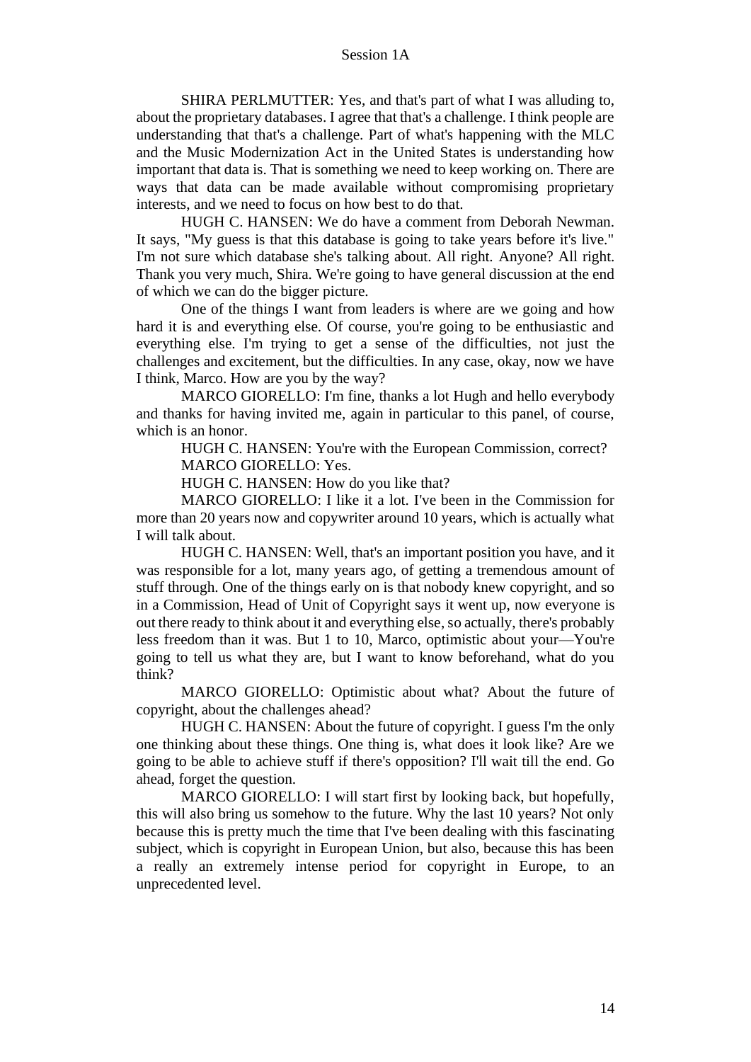SHIRA PERLMUTTER: Yes, and that's part of what I was alluding to, about the proprietary databases. I agree that that's a challenge. I think people are understanding that that's a challenge. Part of what's happening with the MLC and the Music Modernization Act in the United States is understanding how important that data is. That is something we need to keep working on. There are ways that data can be made available without compromising proprietary interests, and we need to focus on how best to do that.

HUGH C. HANSEN: We do have a comment from Deborah Newman. It says, "My guess is that this database is going to take years before it's live." I'm not sure which database she's talking about. All right. Anyone? All right. Thank you very much, Shira. We're going to have general discussion at the end of which we can do the bigger picture.

One of the things I want from leaders is where are we going and how hard it is and everything else. Of course, you're going to be enthusiastic and everything else. I'm trying to get a sense of the difficulties, not just the challenges and excitement, but the difficulties. In any case, okay, now we have I think, Marco. How are you by the way?

MARCO GIORELLO: I'm fine, thanks a lot Hugh and hello everybody and thanks for having invited me, again in particular to this panel, of course, which is an honor.

HUGH C. HANSEN: You're with the European Commission, correct?

MARCO GIORELLO: Yes.

HUGH C. HANSEN: How do you like that?

MARCO GIORELLO: I like it a lot. I've been in the Commission for more than 20 years now and copywriter around 10 years, which is actually what I will talk about.

HUGH C. HANSEN: Well, that's an important position you have, and it was responsible for a lot, many years ago, of getting a tremendous amount of stuff through. One of the things early on is that nobody knew copyright, and so in a Commission, Head of Unit of Copyright says it went up, now everyone is out there ready to think about it and everything else, so actually, there's probably less freedom than it was. But 1 to 10, Marco, optimistic about your—You're going to tell us what they are, but I want to know beforehand, what do you think?

MARCO GIORELLO: Optimistic about what? About the future of copyright, about the challenges ahead?

HUGH C. HANSEN: About the future of copyright. I guess I'm the only one thinking about these things. One thing is, what does it look like? Are we going to be able to achieve stuff if there's opposition? I'll wait till the end. Go ahead, forget the question.

MARCO GIORELLO: I will start first by looking back, but hopefully, this will also bring us somehow to the future. Why the last 10 years? Not only because this is pretty much the time that I've been dealing with this fascinating subject, which is copyright in European Union, but also, because this has been a really an extremely intense period for copyright in Europe, to an unprecedented level.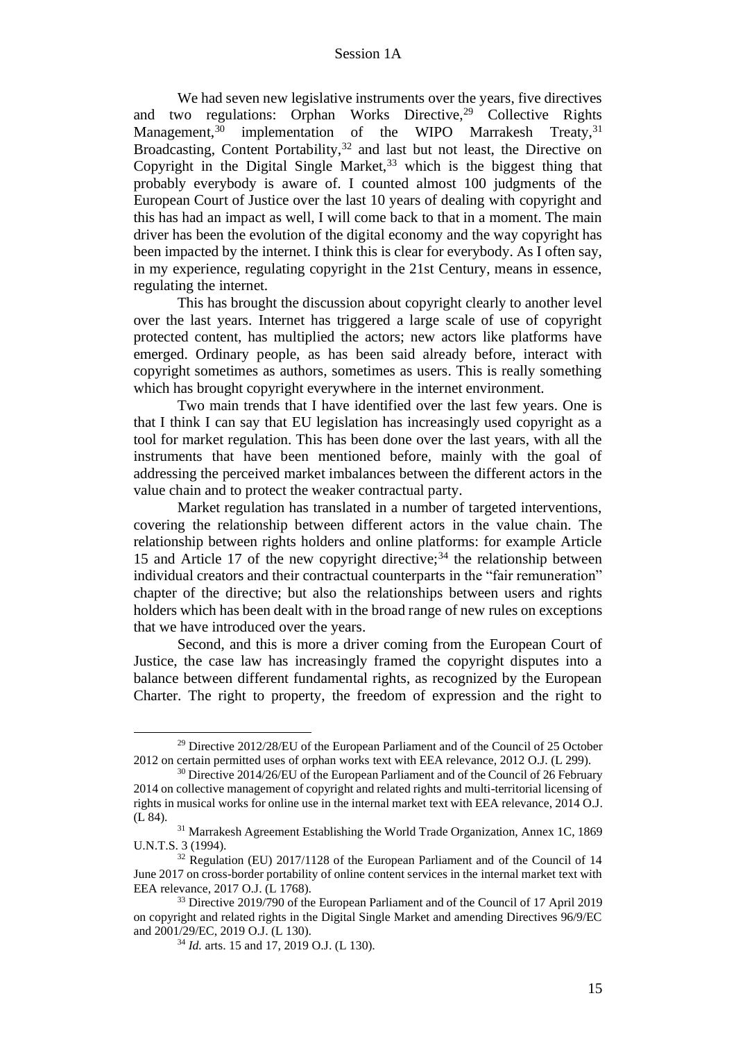We had seven new legislative instruments over the years, five directives and two regulations: Orphan Works Directive,[29] Collective Rights Management,[30] implementation of the WIPO Marrakesh Treaty,[31] Broadcasting, Content Portability,[32] and last but not least, the Directive on Copyright in the Digital Single Market,[33] which is the biggest thing that probably everybody is aware of. I counted almost 100 judgments of the European Court of Justice over the last 10 years of dealing with copyright and this has had an impact as well, I will come back to that in a moment. The main driver has been the evolution of the digital economy and the way copyright has been impacted by the internet. I think this is clear for everybody. As I often say, in my experience, regulating copyright in the 21st Century, means in essence, regulating the internet.

This has brought the discussion about copyright clearly to another level over the last years. Internet has triggered a large scale of use of copyright protected content, has multiplied the actors; new actors like platforms have emerged. Ordinary people, as has been said already before, interact with copyright sometimes as authors, sometimes as users. This is really something which has brought copyright everywhere in the internet environment.

Two main trends that I have identified over the last few years. One is that I think I can say that EU legislation has increasingly used copyright as a tool for market regulation. This has been done over the last years, with all the instruments that have been mentioned before, mainly with the goal of addressing the perceived market imbalances between the different actors in the value chain and to protect the weaker contractual party.

Market regulation has translated in a number of targeted interventions, covering the relationship between different actors in the value chain. The relationship between rights holders and online platforms: for example Article 15 and Article 17 of the new copyright directive;[34] the relationship between individual creators and their contractual counterparts in the "fair remuneration" chapter of the directive; but also the relationships between users and rights holders which has been dealt with in the broad range of new rules on exceptions that we have introduced over the years.

Second, and this is more a driver coming from the European Court of Justice, the case law has increasingly framed the copyright disputes into a balance between different fundamental rights, as recognized by the European Charter. The right to property, the freedom of expression and the right to

---

[29] Directive 2012/28/EU of the European Parliament and of the Council of 25 October 2012 on certain permitted uses of orphan works text with EEA relevance, 2012 O.J. (L 299).

[30] Directive 2014/26/EU of the European Parliament and of the Council of 26 February 2014 on collective management of copyright and related rights and multi-territorial licensing of rights in musical works for online use in the internal market text with EEA relevance, 2014 O.J. (L 84).

[31] Marrakesh Agreement Establishing the World Trade Organization, Annex 1C, 1869 U.N.T.S. 3 (1994).

[32] Regulation (EU) 2017/1128 of the European Parliament and of the Council of 14 June 2017 on cross-border portability of online content services in the internal market text with EEA relevance, 2017 O.J. (L 1768).

[33] Directive 2019/790 of the European Parliament and of the Council of 17 April 2019 on copyright and related rights in the Digital Single Market and amending Directives 96/9/EC and 2001/29/EC, 2019 O.J. (L 130).

[34] *Id.* arts. 15 and 17, 2019 O.J. (L 130).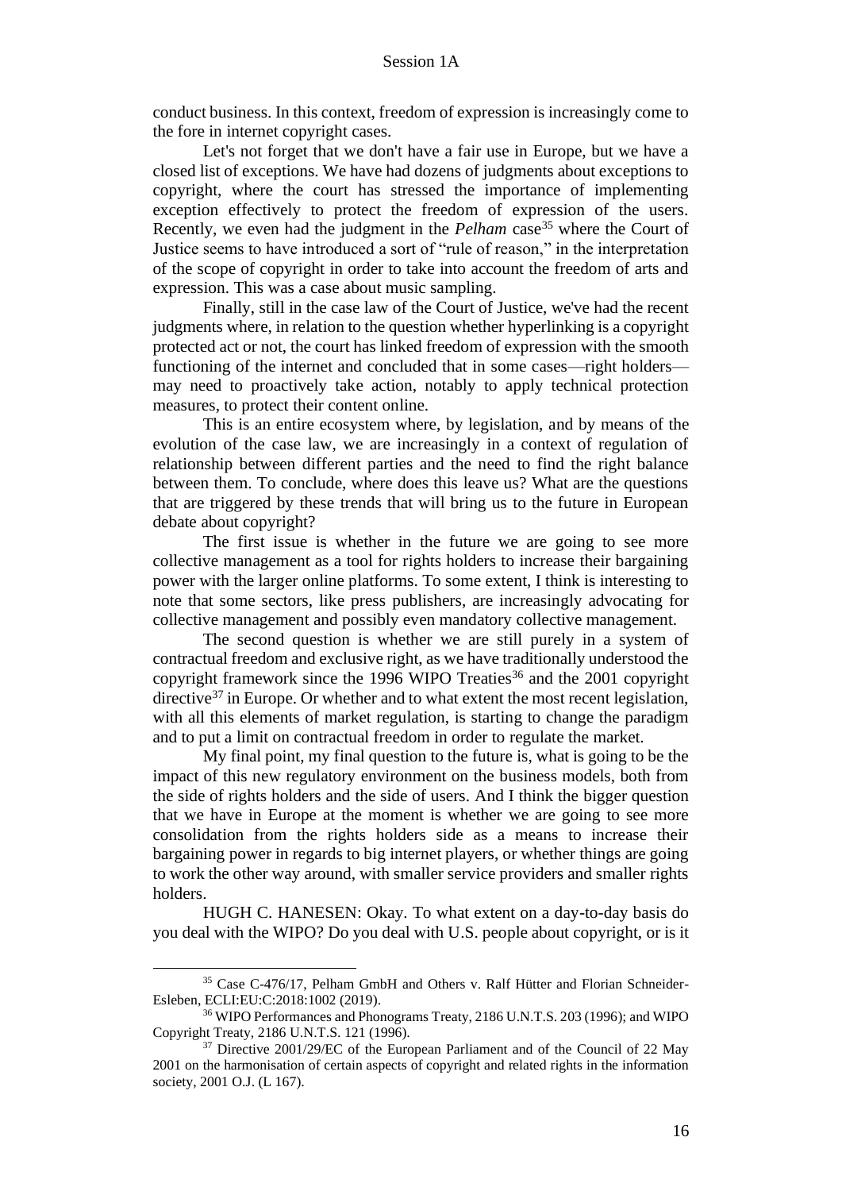conduct business. In this context, freedom of expression is increasingly come to the fore in internet copyright cases.

Let's not forget that we don't have a fair use in Europe, but we have a closed list of exceptions. We have had dozens of judgments about exceptions to copyright, where the court has stressed the importance of implementing exception effectively to protect the freedom of expression of the users. Recently, we even had the judgment in the *Pelham* case[35] where the Court of Justice seems to have introduced a sort of "rule of reason," in the interpretation of the scope of copyright in order to take into account the freedom of arts and expression. This was a case about music sampling.

Finally, still in the case law of the Court of Justice, we've had the recent judgments where, in relation to the question whether hyperlinking is a copyright protected act or not, the court has linked freedom of expression with the smooth functioning of the internet and concluded that in some cases—right holders—may need to proactively take action, notably to apply technical protection measures, to protect their content online.

This is an entire ecosystem where, by legislation, and by means of the evolution of the case law, we are increasingly in a context of regulation of relationship between different parties and the need to find the right balance between them. To conclude, where does this leave us? What are the questions that are triggered by these trends that will bring us to the future in European debate about copyright?

The first issue is whether in the future we are going to see more collective management as a tool for rights holders to increase their bargaining power with the larger online platforms. To some extent, I think is interesting to note that some sectors, like press publishers, are increasingly advocating for collective management and possibly even mandatory collective management.

The second question is whether we are still purely in a system of contractual freedom and exclusive right, as we have traditionally understood the copyright framework since the 1996 WIPO Treaties[36] and the 2001 copyright directive[37] in Europe. Or whether and to what extent the most recent legislation, with all this elements of market regulation, is starting to change the paradigm and to put a limit on contractual freedom in order to regulate the market.

My final point, my final question to the future is, what is going to be the impact of this new regulatory environment on the business models, both from the side of rights holders and the side of users. And I think the bigger question that we have in Europe at the moment is whether we are going to see more consolidation from the rights holders side as a means to increase their bargaining power in regards to big internet players, or whether things are going to work the other way around, with smaller service providers and smaller rights holders.

HUGH C. HANESEN: Okay. To what extent on a day-to-day basis do you deal with the WIPO? Do you deal with U.S. people about copyright, or is it

---

[35] Case C-476/17, Pelham GmbH and Others v. Ralf Hütter and Florian Schneider-Esleben, ECLI:EU:C:2018:1002 (2019).

[36] WIPO Performances and Phonograms Treaty, 2186 U.N.T.S. 203 (1996); and WIPO Copyright Treaty, 2186 U.N.T.S. 121 (1996).

[37] Directive 2001/29/EC of the European Parliament and of the Council of 22 May 2001 on the harmonisation of certain aspects of copyright and related rights in the information society, 2001 O.J. (L 167).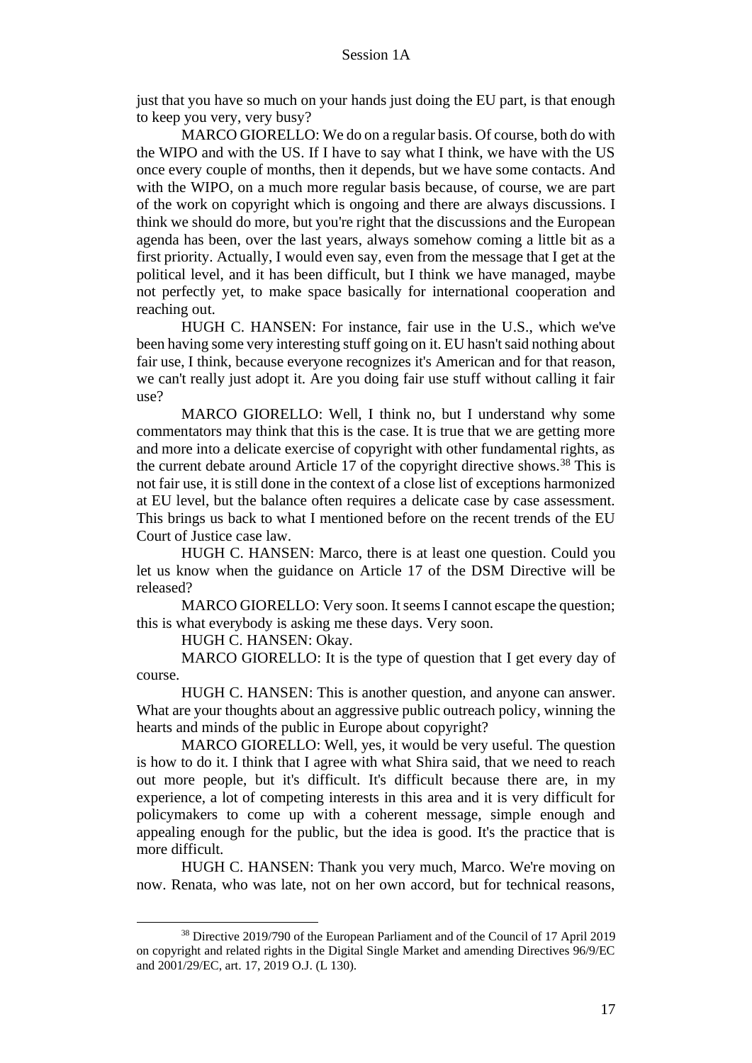just that you have so much on your hands just doing the EU part, is that enough to keep you very, very busy?

MARCO GIORELLO: We do on a regular basis. Of course, both do with the WIPO and with the US. If I have to say what I think, we have with the US once every couple of months, then it depends, but we have some contacts. And with the WIPO, on a much more regular basis because, of course, we are part of the work on copyright which is ongoing and there are always discussions. I think we should do more, but you're right that the discussions and the European agenda has been, over the last years, always somehow coming a little bit as a first priority. Actually, I would even say, even from the message that I get at the political level, and it has been difficult, but I think we have managed, maybe not perfectly yet, to make space basically for international cooperation and reaching out.

HUGH C. HANSEN: For instance, fair use in the U.S., which we've been having some very interesting stuff going on it. EU hasn't said nothing about fair use, I think, because everyone recognizes it's American and for that reason, we can't really just adopt it. Are you doing fair use stuff without calling it fair use?

MARCO GIORELLO: Well, I think no, but I understand why some commentators may think that this is the case. It is true that we are getting more and more into a delicate exercise of copyright with other fundamental rights, as the current debate around Article 17 of the copyright directive shows.[38] This is not fair use, it is still done in the context of a close list of exceptions harmonized at EU level, but the balance often requires a delicate case by case assessment. This brings us back to what I mentioned before on the recent trends of the EU Court of Justice case law.

HUGH C. HANSEN: Marco, there is at least one question. Could you let us know when the guidance on Article 17 of the DSM Directive will be released?

MARCO GIORELLO: Very soon. It seems I cannot escape the question; this is what everybody is asking me these days. Very soon.

HUGH C. HANSEN: Okay.

MARCO GIORELLO: It is the type of question that I get every day of course.

HUGH C. HANSEN: This is another question, and anyone can answer. What are your thoughts about an aggressive public outreach policy, winning the hearts and minds of the public in Europe about copyright?

MARCO GIORELLO: Well, yes, it would be very useful. The question is how to do it. I think that I agree with what Shira said, that we need to reach out more people, but it's difficult. It's difficult because there are, in my experience, a lot of competing interests in this area and it is very difficult for policymakers to come up with a coherent message, simple enough and appealing enough for the public, but the idea is good. It's the practice that is more difficult.

HUGH C. HANSEN: Thank you very much, Marco. We're moving on now. Renata, who was late, not on her own accord, but for technical reasons,

---

[38] Directive 2019/790 of the European Parliament and of the Council of 17 April 2019 on copyright and related rights in the Digital Single Market and amending Directives 96/9/EC and 2001/29/EC, art. 17, 2019 O.J. (L 130).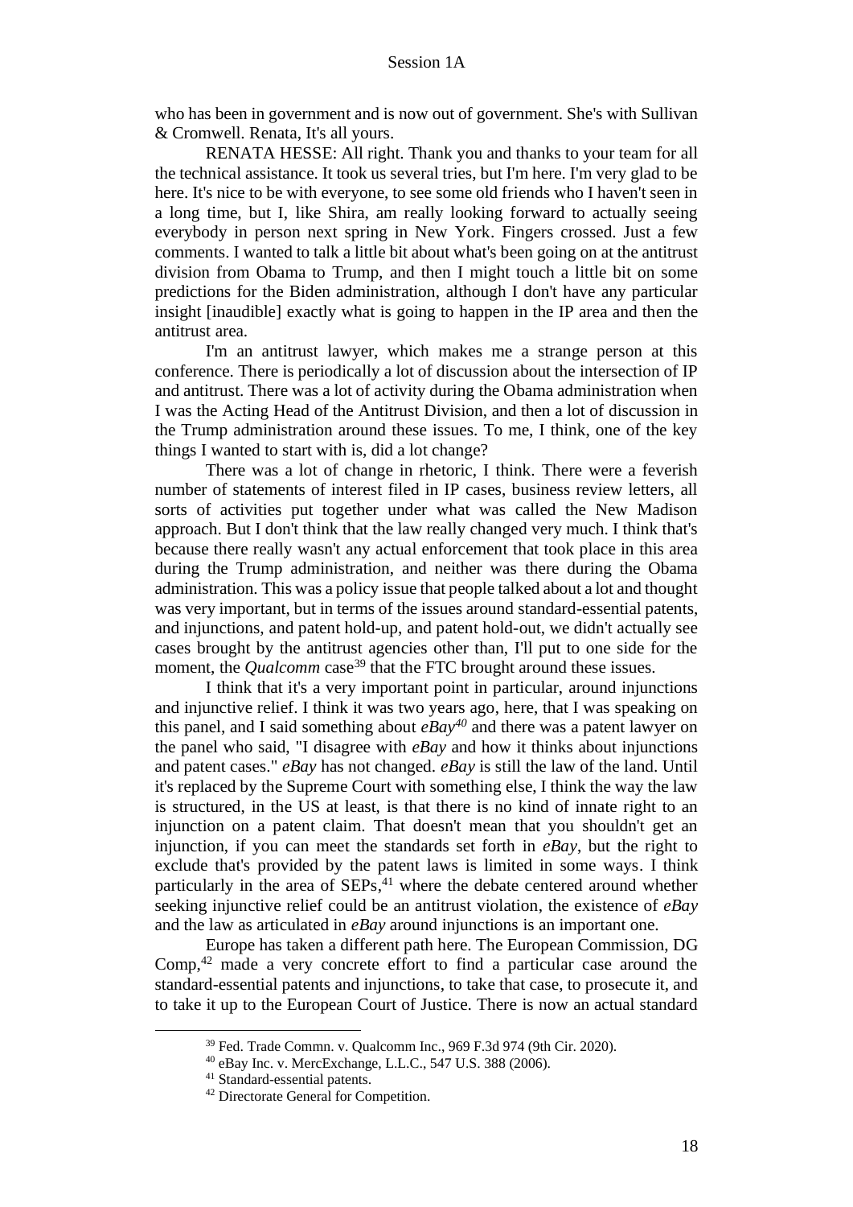who has been in government and is now out of government. She's with Sullivan & Cromwell. Renata, It's all yours.

RENATA HESSE: All right. Thank you and thanks to your team for all the technical assistance. It took us several tries, but I'm here. I'm very glad to be here. It's nice to be with everyone, to see some old friends who I haven't seen in a long time, but I, like Shira, am really looking forward to actually seeing everybody in person next spring in New York. Fingers crossed. Just a few comments. I wanted to talk a little bit about what's been going on at the antitrust division from Obama to Trump, and then I might touch a little bit on some predictions for the Biden administration, although I don't have any particular insight [inaudible] exactly what is going to happen in the IP area and then the antitrust area.

I'm an antitrust lawyer, which makes me a strange person at this conference. There is periodically a lot of discussion about the intersection of IP and antitrust. There was a lot of activity during the Obama administration when I was the Acting Head of the Antitrust Division, and then a lot of discussion in the Trump administration around these issues. To me, I think, one of the key things I wanted to start with is, did a lot change?

There was a lot of change in rhetoric, I think. There were a feverish number of statements of interest filed in IP cases, business review letters, all sorts of activities put together under what was called the New Madison approach. But I don't think that the law really changed very much. I think that's because there really wasn't any actual enforcement that took place in this area during the Trump administration, and neither was there during the Obama administration. This was a policy issue that people talked about a lot and thought was very important, but in terms of the issues around standard-essential patents, and injunctions, and patent hold-up, and patent hold-out, we didn't actually see cases brought by the antitrust agencies other than, I'll put to one side for the moment, the *Qualcomm* case[39] that the FTC brought around these issues.

I think that it's a very important point in particular, around injunctions and injunctive relief. I think it was two years ago, here, that I was speaking on this panel, and I said something about *eBay*[40] and there was a patent lawyer on the panel who said, "I disagree with *eBay* and how it thinks about injunctions and patent cases." *eBay* has not changed. *eBay* is still the law of the land. Until it's replaced by the Supreme Court with something else, I think the way the law is structured, in the US at least, is that there is no kind of innate right to an injunction on a patent claim. That doesn't mean that you shouldn't get an injunction, if you can meet the standards set forth in *eBay*, but the right to exclude that's provided by the patent laws is limited in some ways. I think particularly in the area of SEPs,[41] where the debate centered around whether seeking injunctive relief could be an antitrust violation, the existence of *eBay* and the law as articulated in *eBay* around injunctions is an important one.

Europe has taken a different path here. The European Commission, DG Comp,[42] made a very concrete effort to find a particular case around the standard-essential patents and injunctions, to take that case, to prosecute it, and to take it up to the European Court of Justice. There is now an actual standard

---

[39] Fed. Trade Commn. v. Qualcomm Inc., 969 F.3d 974 (9th Cir. 2020).

[40] eBay Inc. v. MercExchange, L.L.C., 547 U.S. 388 (2006).

[41] Standard-essential patents.

[42] Directorate General for Competition.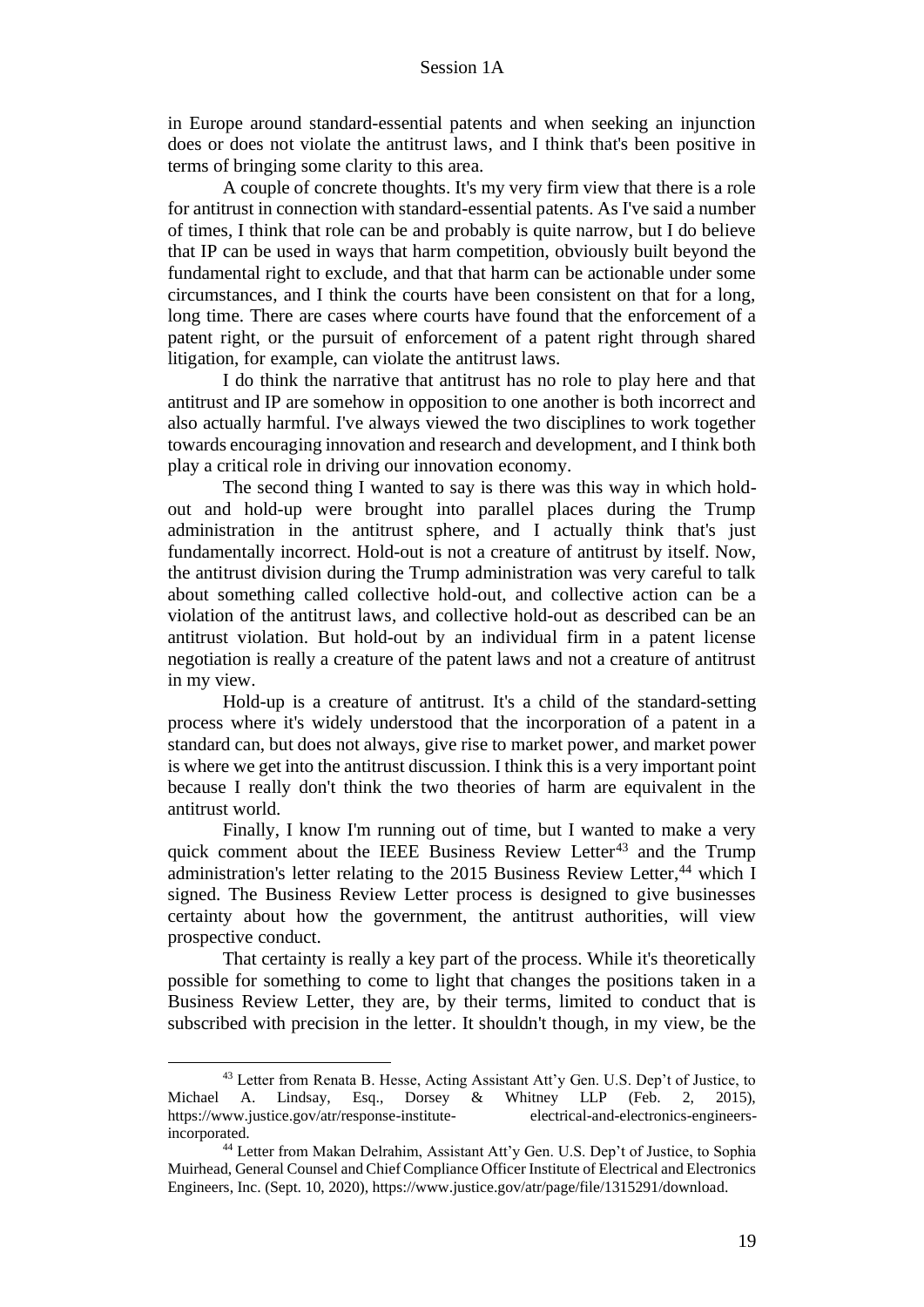in Europe around standard-essential patents and when seeking an injunction does or does not violate the antitrust laws, and I think that's been positive in terms of bringing some clarity to this area.

A couple of concrete thoughts. It's my very firm view that there is a role for antitrust in connection with standard-essential patents. As I've said a number of times, I think that role can be and probably is quite narrow, but I do believe that IP can be used in ways that harm competition, obviously built beyond the fundamental right to exclude, and that that harm can be actionable under some circumstances, and I think the courts have been consistent on that for a long, long time. There are cases where courts have found that the enforcement of a patent right, or the pursuit of enforcement of a patent right through shared litigation, for example, can violate the antitrust laws.

I do think the narrative that antitrust has no role to play here and that antitrust and IP are somehow in opposition to one another is both incorrect and also actually harmful. I've always viewed the two disciplines to work together towards encouraging innovation and research and development, and I think both play a critical role in driving our innovation economy.

The second thing I wanted to say is there was this way in which hold-out and hold-up were brought into parallel places during the Trump administration in the antitrust sphere, and I actually think that's just fundamentally incorrect. Hold-out is not a creature of antitrust by itself. Now, the antitrust division during the Trump administration was very careful to talk about something called collective hold-out, and collective action can be a violation of the antitrust laws, and collective hold-out as described can be an antitrust violation. But hold-out by an individual firm in a patent license negotiation is really a creature of the patent laws and not a creature of antitrust in my view.

Hold-up is a creature of antitrust. It's a child of the standard-setting process where it's widely understood that the incorporation of a patent in a standard can, but does not always, give rise to market power, and market power is where we get into the antitrust discussion. I think this is a very important point because I really don't think the two theories of harm are equivalent in the antitrust world.

Finally, I know I'm running out of time, but I wanted to make a very quick comment about the IEEE Business Review Letter[43] and the Trump administration's letter relating to the 2015 Business Review Letter,[44] which I signed. The Business Review Letter process is designed to give businesses certainty about how the government, the antitrust authorities, will view prospective conduct.

That certainty is really a key part of the process. While it's theoretically possible for something to come to light that changes the positions taken in a Business Review Letter, they are, by their terms, limited to conduct that is subscribed with precision in the letter. It shouldn't though, in my view, be the

---

[43] Letter from Renata B. Hesse, Acting Assistant Att'y Gen. U.S. Dep't of Justice, to Michael A. Lindsay, Esq., Dorsey & Whitney LLP (Feb. 2, 2015), https://www.justice.gov/atr/response-institute- electrical-and-electronics-engineers-incorporated.

[44] Letter from Makan Delrahim, Assistant Att'y Gen. U.S. Dep't of Justice, to Sophia Muirhead, General Counsel and Chief Compliance Officer Institute of Electrical and Electronics Engineers, Inc. (Sept. 10, 2020), https://www.justice.gov/atr/page/file/1315291/download.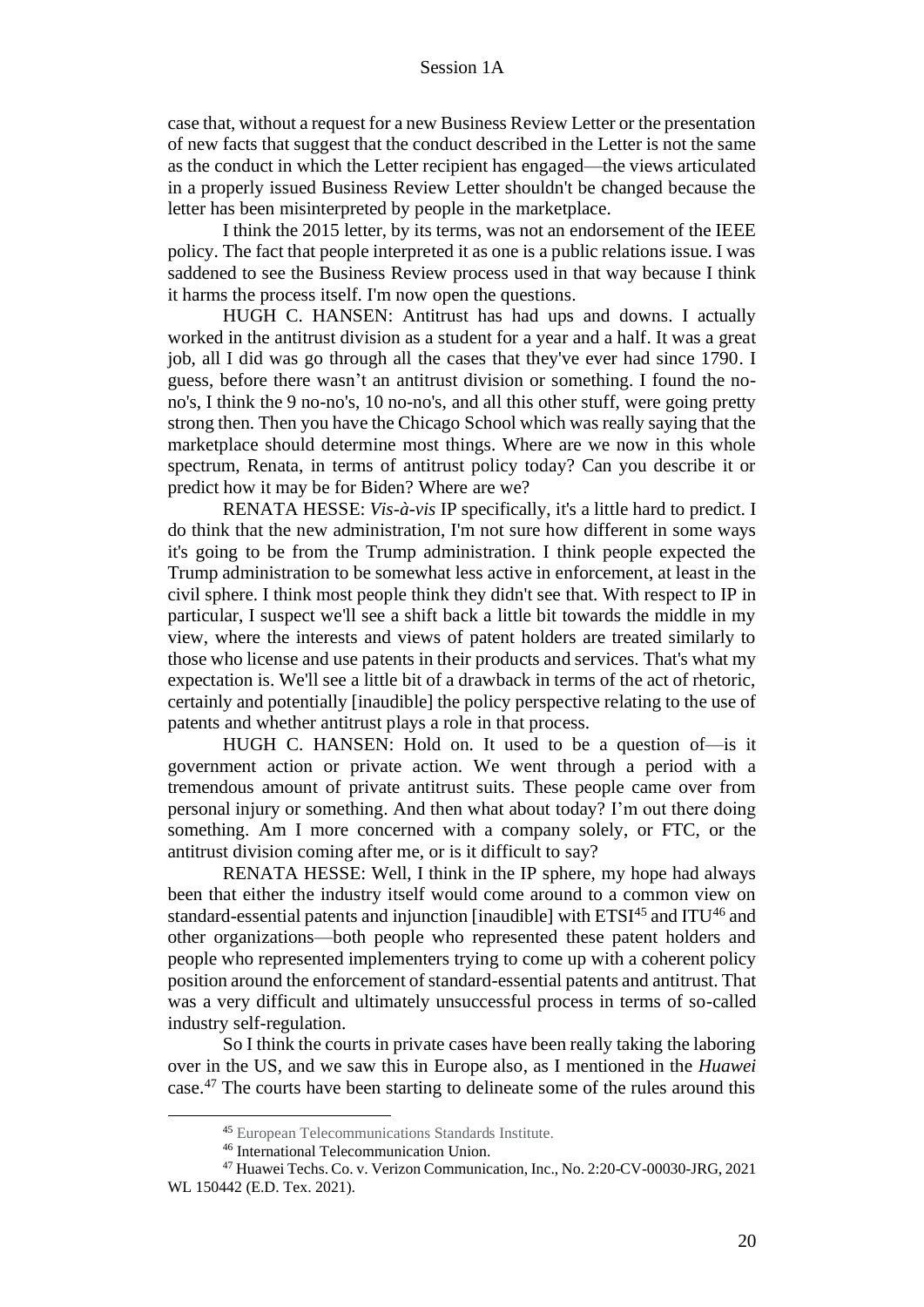case that, without a request for a new Business Review Letter or the presentation of new facts that suggest that the conduct described in the Letter is not the same as the conduct in which the Letter recipient has engaged—the views articulated in a properly issued Business Review Letter shouldn't be changed because the letter has been misinterpreted by people in the marketplace.

I think the 2015 letter, by its terms, was not an endorsement of the IEEE policy. The fact that people interpreted it as one is a public relations issue. I was saddened to see the Business Review process used in that way because I think it harms the process itself. I'm now open the questions.

HUGH C. HANSEN: Antitrust has had ups and downs. I actually worked in the antitrust division as a student for a year and a half. It was a great job, all I did was go through all the cases that they've ever had since 1790. I guess, before there wasn't an antitrust division or something. I found the no-no's, I think the 9 no-no's, 10 no-no's, and all this other stuff, were going pretty strong then. Then you have the Chicago School which was really saying that the marketplace should determine most things. Where are we now in this whole spectrum, Renata, in terms of antitrust policy today? Can you describe it or predict how it may be for Biden? Where are we?

RENATA HESSE: *Vis-à-vis* IP specifically, it's a little hard to predict. I do think that the new administration, I'm not sure how different in some ways it's going to be from the Trump administration. I think people expected the Trump administration to be somewhat less active in enforcement, at least in the civil sphere. I think most people think they didn't see that. With respect to IP in particular, I suspect we'll see a shift back a little bit towards the middle in my view, where the interests and views of patent holders are treated similarly to those who license and use patents in their products and services. That's what my expectation is. We'll see a little bit of a drawback in terms of the act of rhetoric, certainly and potentially [inaudible] the policy perspective relating to the use of patents and whether antitrust plays a role in that process.

HUGH C. HANSEN: Hold on. It used to be a question of—is it government action or private action. We went through a period with a tremendous amount of private antitrust suits. These people came over from personal injury or something. And then what about today? I'm out there doing something. Am I more concerned with a company solely, or FTC, or the antitrust division coming after me, or is it difficult to say?

RENATA HESSE: Well, I think in the IP sphere, my hope had always been that either the industry itself would come around to a common view on standard-essential patents and injunction [inaudible] with ETSI[45] and ITU[46] and other organizations—both people who represented these patent holders and people who represented implementers trying to come up with a coherent policy position around the enforcement of standard-essential patents and antitrust. That was a very difficult and ultimately unsuccessful process in terms of so-called industry self-regulation.

So I think the courts in private cases have been really taking the laboring over in the US, and we saw this in Europe also, as I mentioned in the *Huawei* case.[47] The courts have been starting to delineate some of the rules around this

---

[45] European Telecommunications Standards Institute.

[46] International Telecommunication Union.

[47] Huawei Techs. Co. v. Verizon Communication, Inc., No. 2:20-CV-00030-JRG, 2021 WL 150442 (E.D. Tex. 2021).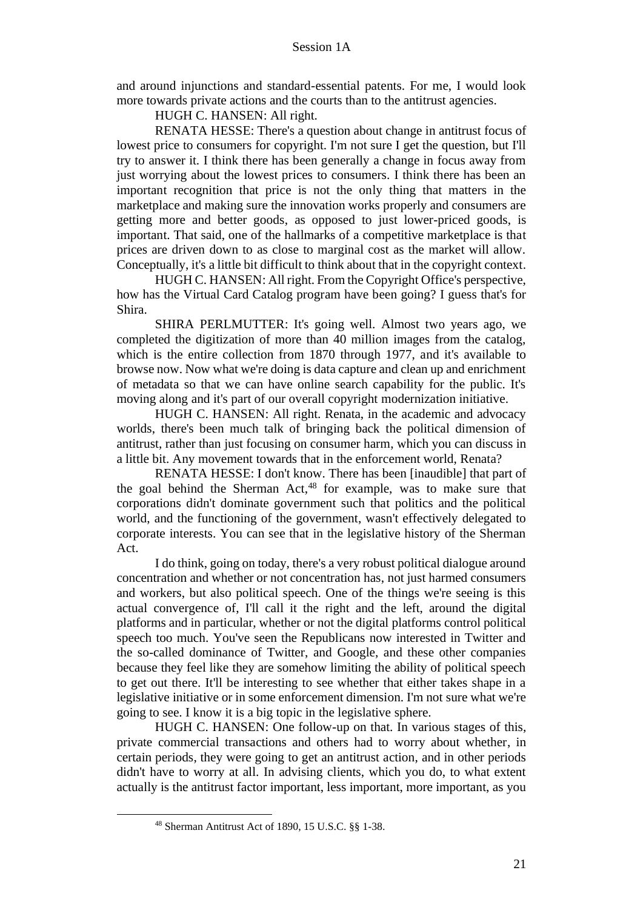and around injunctions and standard-essential patents. For me, I would look more towards private actions and the courts than to the antitrust agencies.

HUGH C. HANSEN: All right.

RENATA HESSE: There's a question about change in antitrust focus of lowest price to consumers for copyright. I'm not sure I get the question, but I'll try to answer it. I think there has been generally a change in focus away from just worrying about the lowest prices to consumers. I think there has been an important recognition that price is not the only thing that matters in the marketplace and making sure the innovation works properly and consumers are getting more and better goods, as opposed to just lower-priced goods, is important. That said, one of the hallmarks of a competitive marketplace is that prices are driven down to as close to marginal cost as the market will allow. Conceptually, it's a little bit difficult to think about that in the copyright context.

HUGH C. HANSEN: All right. From the Copyright Office's perspective, how has the Virtual Card Catalog program have been going? I guess that's for Shira.

SHIRA PERLMUTTER: It's going well. Almost two years ago, we completed the digitization of more than 40 million images from the catalog, which is the entire collection from 1870 through 1977, and it's available to browse now. Now what we're doing is data capture and clean up and enrichment of metadata so that we can have online search capability for the public. It's moving along and it's part of our overall copyright modernization initiative.

HUGH C. HANSEN: All right. Renata, in the academic and advocacy worlds, there's been much talk of bringing back the political dimension of antitrust, rather than just focusing on consumer harm, which you can discuss in a little bit. Any movement towards that in the enforcement world, Renata?

RENATA HESSE: I don't know. There has been [inaudible] that part of the goal behind the Sherman Act,[48] for example, was to make sure that corporations didn't dominate government such that politics and the political world, and the functioning of the government, wasn't effectively delegated to corporate interests. You can see that in the legislative history of the Sherman Act.

I do think, going on today, there's a very robust political dialogue around concentration and whether or not concentration has, not just harmed consumers and workers, but also political speech. One of the things we're seeing is this actual convergence of, I'll call it the right and the left, around the digital platforms and in particular, whether or not the digital platforms control political speech too much. You've seen the Republicans now interested in Twitter and the so-called dominance of Twitter, and Google, and these other companies because they feel like they are somehow limiting the ability of political speech to get out there. It'll be interesting to see whether that either takes shape in a legislative initiative or in some enforcement dimension. I'm not sure what we're going to see. I know it is a big topic in the legislative sphere.

HUGH C. HANSEN: One follow-up on that. In various stages of this, private commercial transactions and others had to worry about whether, in certain periods, they were going to get an antitrust action, and in other periods didn't have to worry at all. In advising clients, which you do, to what extent actually is the antitrust factor important, less important, more important, as you

[48] Sherman Antitrust Act of 1890, 15 U.S.C. §§ 1-38.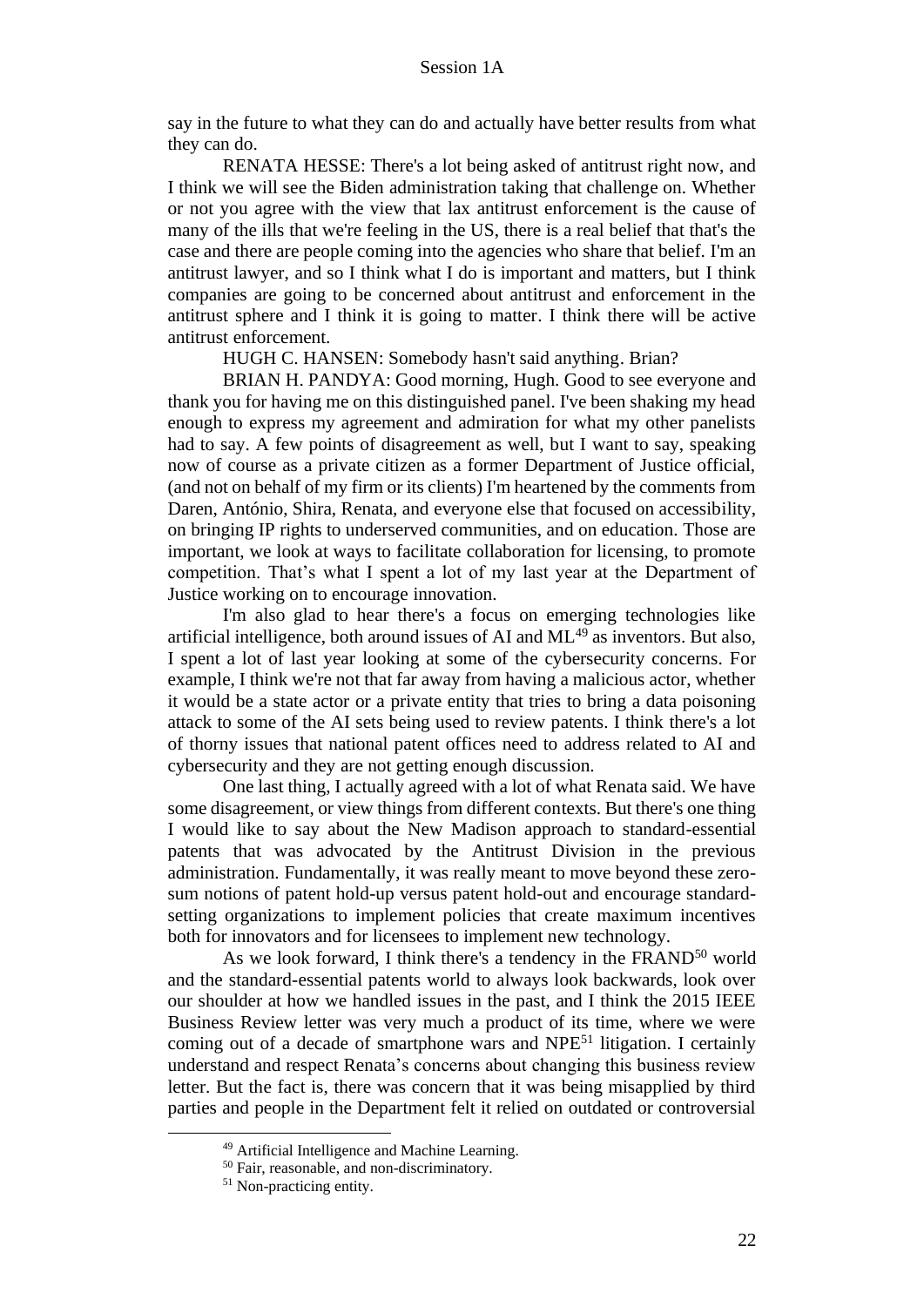say in the future to what they can do and actually have better results from what they can do.

RENATA HESSE: There's a lot being asked of antitrust right now, and I think we will see the Biden administration taking that challenge on. Whether or not you agree with the view that lax antitrust enforcement is the cause of many of the ills that we're feeling in the US, there is a real belief that that's the case and there are people coming into the agencies who share that belief. I'm an antitrust lawyer, and so I think what I do is important and matters, but I think companies are going to be concerned about antitrust and enforcement in the antitrust sphere and I think it is going to matter. I think there will be active antitrust enforcement.

HUGH C. HANSEN: Somebody hasn't said anything. Brian?

BRIAN H. PANDYA: Good morning, Hugh. Good to see everyone and thank you for having me on this distinguished panel. I've been shaking my head enough to express my agreement and admiration for what my other panelists had to say. A few points of disagreement as well, but I want to say, speaking now of course as a private citizen as a former Department of Justice official, (and not on behalf of my firm or its clients) I'm heartened by the comments from Daren, António, Shira, Renata, and everyone else that focused on accessibility, on bringing IP rights to underserved communities, and on education. Those are important, we look at ways to facilitate collaboration for licensing, to promote competition. That's what I spent a lot of my last year at the Department of Justice working on to encourage innovation.

I'm also glad to hear there's a focus on emerging technologies like artificial intelligence, both around issues of AI and ML[49] as inventors. But also, I spent a lot of last year looking at some of the cybersecurity concerns. For example, I think we're not that far away from having a malicious actor, whether it would be a state actor or a private entity that tries to bring a data poisoning attack to some of the AI sets being used to review patents. I think there's a lot of thorny issues that national patent offices need to address related to AI and cybersecurity and they are not getting enough discussion.

One last thing, I actually agreed with a lot of what Renata said. We have some disagreement, or view things from different contexts. But there's one thing I would like to say about the New Madison approach to standard-essential patents that was advocated by the Antitrust Division in the previous administration. Fundamentally, it was really meant to move beyond these zero-sum notions of patent hold-up versus patent hold-out and encourage standard-setting organizations to implement policies that create maximum incentives both for innovators and for licensees to implement new technology.

As we look forward, I think there's a tendency in the FRAND[50] world and the standard-essential patents world to always look backwards, look over our shoulder at how we handled issues in the past, and I think the 2015 IEEE Business Review letter was very much a product of its time, where we were coming out of a decade of smartphone wars and NPE[51] litigation. I certainly understand and respect Renata's concerns about changing this business review letter. But the fact is, there was concern that it was being misapplied by third parties and people in the Department felt it relied on outdated or controversial

---

[49] Artificial Intelligence and Machine Learning.

[50] Fair, reasonable, and non-discriminatory.

[51] Non-practicing entity.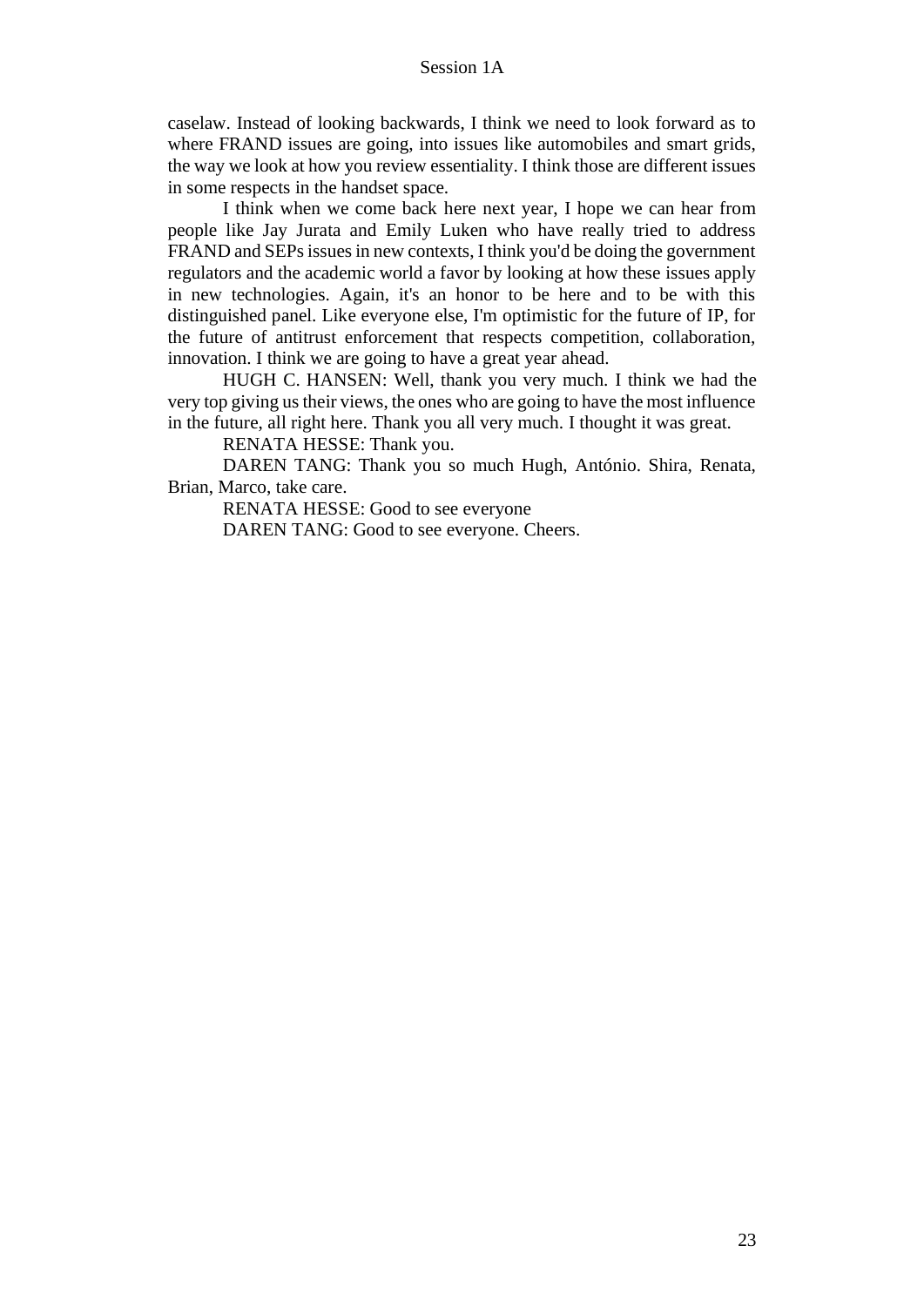caselaw. Instead of looking backwards, I think we need to look forward as to where FRAND issues are going, into issues like automobiles and smart grids, the way we look at how you review essentiality. I think those are different issues in some respects in the handset space.

I think when we come back here next year, I hope we can hear from people like Jay Jurata and Emily Luken who have really tried to address FRAND and SEPs issues in new contexts, I think you'd be doing the government regulators and the academic world a favor by looking at how these issues apply in new technologies. Again, it's an honor to be here and to be with this distinguished panel. Like everyone else, I'm optimistic for the future of IP, for the future of antitrust enforcement that respects competition, collaboration, innovation. I think we are going to have a great year ahead.

HUGH C. HANSEN: Well, thank you very much. I think we had the very top giving us their views, the ones who are going to have the most influence in the future, all right here. Thank you all very much. I thought it was great.

RENATA HESSE: Thank you.

DAREN TANG: Thank you so much Hugh, António. Shira, Renata, Brian, Marco, take care.

RENATA HESSE: Good to see everyone

DAREN TANG: Good to see everyone. Cheers.